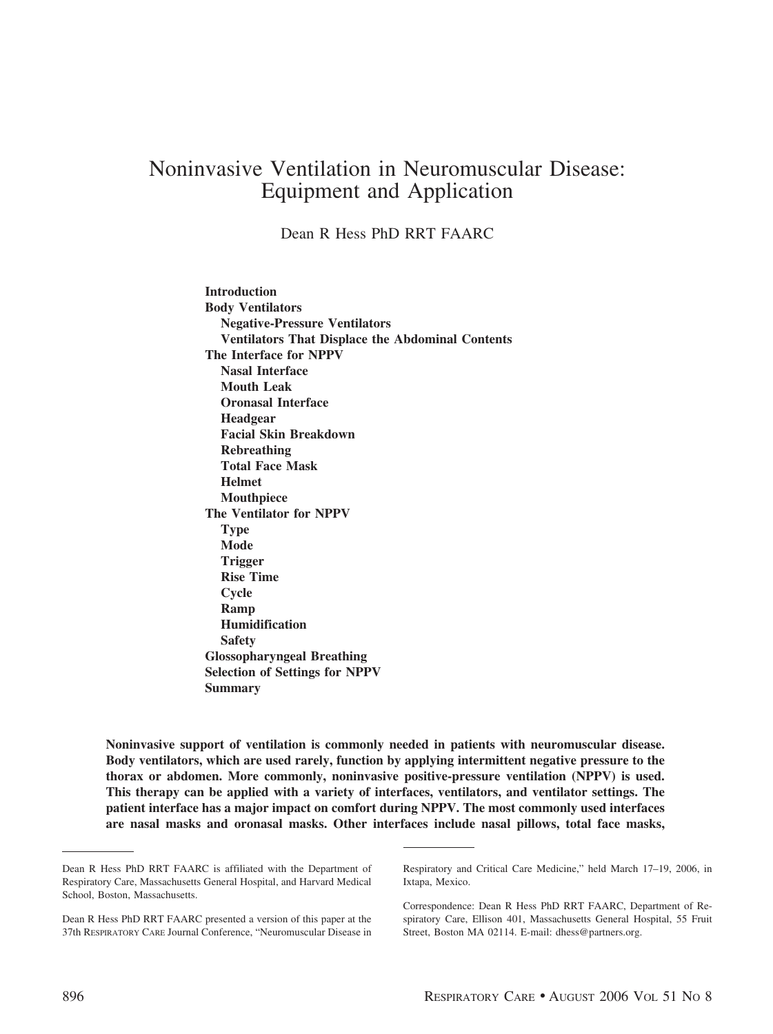# Noninvasive Ventilation in Neuromuscular Disease: Equipment and Application

Dean R Hess PhD RRT FAARC

**Introduction**
**Body Ventilators**
- **Negative-Pressure Ventilators**
- **Ventilators That Displace the Abdominal Contents**

**The Interface for NPPV**
- **Nasal Interface**
- **Mouth Leak**
- **Oronasal Interface**
- **Headgear**
- **Facial Skin Breakdown**
- **Rebreathing**
- **Total Face Mask**
- **Helmet**
- **Mouthpiece**

**The Ventilator for NPPV**
- **Type**
- **Mode**
- **Trigger**
- **Rise Time**
- **Cycle**
- **Ramp**
- **Humidification**
- **Safety**

**Glossopharyngeal Breathing**
**Selection of Settings for NPPV**
**Summary**

**Noninvasive support of ventilation is commonly needed in patients with neuromuscular disease. Body ventilators, which are used rarely, function by applying intermittent negative pressure to the thorax or abdomen. More commonly, noninvasive positive-pressure ventilation (NPPV) is used. This therapy can be applied with a variety of interfaces, ventilators, and ventilator settings. The patient interface has a major impact on comfort during NPPV. The most commonly used interfaces are nasal masks and oronasal masks. Other interfaces include nasal pillows, total face masks,**

---

Dean R Hess PhD RRT FAARC is affiliated with the Department of Respiratory Care, Massachusetts General Hospital, and Harvard Medical School, Boston, Massachusetts.

Dean R Hess PhD RRT FAARC presented a version of this paper at the 37th Respiratory Care Journal Conference, "Neuromuscular Disease in Respiratory and Critical Care Medicine," held March 17–19, 2006, in Ixtapa, Mexico.

Correspondence: Dean R Hess PhD RRT FAARC, Department of Respiratory Care, Ellison 401, Massachusetts General Hospital, 55 Fruit Street, Boston MA 02114. E-mail: dhess@partners.org.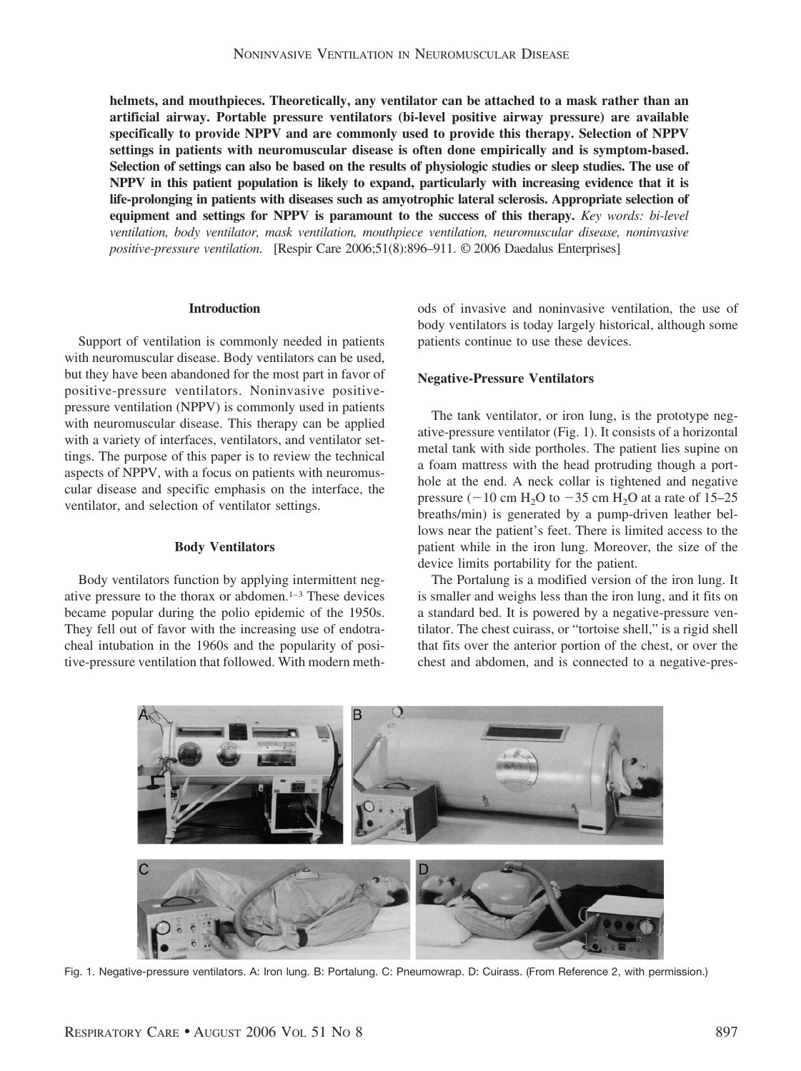**helmets, and mouthpieces. Theoretically, any ventilator can be attached to a mask rather than an artificial airway. Portable pressure ventilators (bi-level positive airway pressure) are available specifically to provide NPPV and are commonly used to provide this therapy. Selection of NPPV settings in patients with neuromuscular disease is often done empirically and is symptom-based. Selection of settings can also be based on the results of physiologic studies or sleep studies. The use of NPPV in this patient population is likely to expand, particularly with increasing evidence that it is life-prolonging in patients with diseases such as amyotrophic lateral sclerosis. Appropriate selection of equipment and settings for NPPV is paramount to the success of this therapy.** *Key words: bi-level ventilation, body ventilator, mask ventilation, mouthpiece ventilation, neuromuscular disease, noninvasive positive-pressure ventilation.* [Respir Care 2006;51(8):896–911. © 2006 Daedalus Enterprises]

## Introduction

Support of ventilation is commonly needed in patients with neuromuscular disease. Body ventilators can be used, but they have been abandoned for the most part in favor of positive-pressure ventilators. Noninvasive positive-pressure ventilation (NPPV) is commonly used in patients with neuromuscular disease. This therapy can be applied with a variety of interfaces, ventilators, and ventilator settings. The purpose of this paper is to review the technical aspects of NPPV, with a focus on patients with neuromuscular disease and specific emphasis on the interface, the ventilator, and selection of ventilator settings.

## Body Ventilators

Body ventilators function by applying intermittent negative pressure to the thorax or abdomen.[1–3] These devices became popular during the polio epidemic of the 1950s. They fell out of favor with the increasing use of endotracheal intubation in the 1960s and the popularity of positive-pressure ventilation that followed. With modern methods of invasive and noninvasive ventilation, the use of body ventilators is today largely historical, although some patients continue to use these devices.

### Negative-Pressure Ventilators

The tank ventilator, or iron lung, is the prototype negative-pressure ventilator (Fig. 1). It consists of a horizontal metal tank with side portholes. The patient lies supine on a foam mattress with the head protruding though a porthole at the end. A neck collar is tightened and negative pressure ($-10$ cm $H_2O$ to $-35$ cm $H_2O$ at a rate of 15–25 breaths/min) is generated by a pump-driven leather bellows near the patient's feet. There is limited access to the patient while in the iron lung. Moreover, the size of the device limits portability for the patient.

The Portalung is a modified version of the iron lung. It is smaller and weighs less than the iron lung, and it fits on a standard bed. It is powered by a negative-pressure ventilator. The chest cuirass, or "tortoise shell," is a rigid shell that fits over the anterior portion of the chest, or over the chest and abdomen, and is connected to a negative-pres-

Fig. 1. Negative-pressure ventilators. A: Iron lung. B: Portalung. C: Pneumowrap. D: Cuirass. (From Reference 2, with permission.)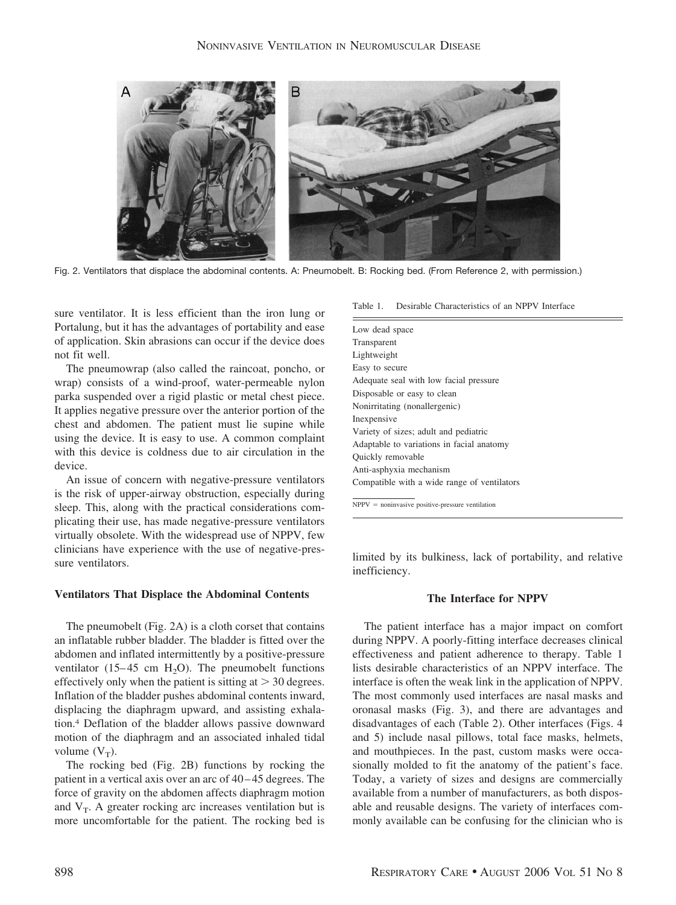Fig. 2. Ventilators that displace the abdominal contents. A: Pneumobelt. B: Rocking bed. (From Reference 2, with permission.)

sure ventilator. It is less efficient than the iron lung or Portalung, but it has the advantages of portability and ease of application. Skin abrasions can occur if the device does not fit well.

The pneumowrap (also called the raincoat, poncho, or wrap) consists of a wind-proof, water-permeable nylon parka suspended over a rigid plastic or metal chest piece. It applies negative pressure over the anterior portion of the chest and abdomen. The patient must lie supine while using the device. It is easy to use. A common complaint with this device is coldness due to air circulation in the device.

An issue of concern with negative-pressure ventilators is the risk of upper-airway obstruction, especially during sleep. This, along with the practical considerations complicating their use, has made negative-pressure ventilators virtually obsolete. With the widespread use of NPPV, few clinicians have experience with the use of negative-pressure ventilators.

### Ventilators That Displace the Abdominal Contents

The pneumobelt (Fig. 2A) is a cloth corset that contains an inflatable rubber bladder. The bladder is fitted over the abdomen and inflated intermittently by a positive-pressure ventilator (15–45 cm $H_2O$). The pneumobelt functions effectively only when the patient is sitting at > 30 degrees. Inflation of the bladder pushes abdominal contents inward, displacing the diaphragm upward, and assisting exhalation.[4] Deflation of the bladder allows passive downward motion of the diaphragm and an associated inhaled tidal volume ($V_T$).

The rocking bed (Fig. 2B) functions by rocking the patient in a vertical axis over an arc of 40–45 degrees. The force of gravity on the abdomen affects diaphragm motion and $V_T$. A greater rocking arc increases ventilation but is more uncomfortable for the patient. The rocking bed is limited by its bulkiness, lack of portability, and relative inefficiency.

Table 1. Desirable Characteristics of an NPPV Interface

| Desirable Characteristics |
|---|
| Low dead space |
| Transparent |
| Lightweight |
| Easy to secure |
| Adequate seal with low facial pressure |
| Disposable or easy to clean |
| Nonirritating (nonallergenic) |
| Inexpensive |
| Variety of sizes; adult and pediatric |
| Adaptable to variations in facial anatomy |
| Quickly removable |
| Anti-asphyxia mechanism |
| Compatible with a wide range of ventilators |

NPPV = noninvasive positive-pressure ventilation

### The Interface for NPPV

The patient interface has a major impact on comfort during NPPV. A poorly-fitting interface decreases clinical effectiveness and patient adherence to therapy. Table 1 lists desirable characteristics of an NPPV interface. The interface is often the weak link in the application of NPPV. The most commonly used interfaces are nasal masks and oronasal masks (Fig. 3), and there are advantages and disadvantages of each (Table 2). Other interfaces (Figs. 4 and 5) include nasal pillows, total face masks, helmets, and mouthpieces. In the past, custom masks were occasionally molded to fit the anatomy of the patient's face. Today, a variety of sizes and designs are commercially available from a number of manufacturers, as both disposable and reusable designs. The variety of interfaces commonly available can be confusing for the clinician who is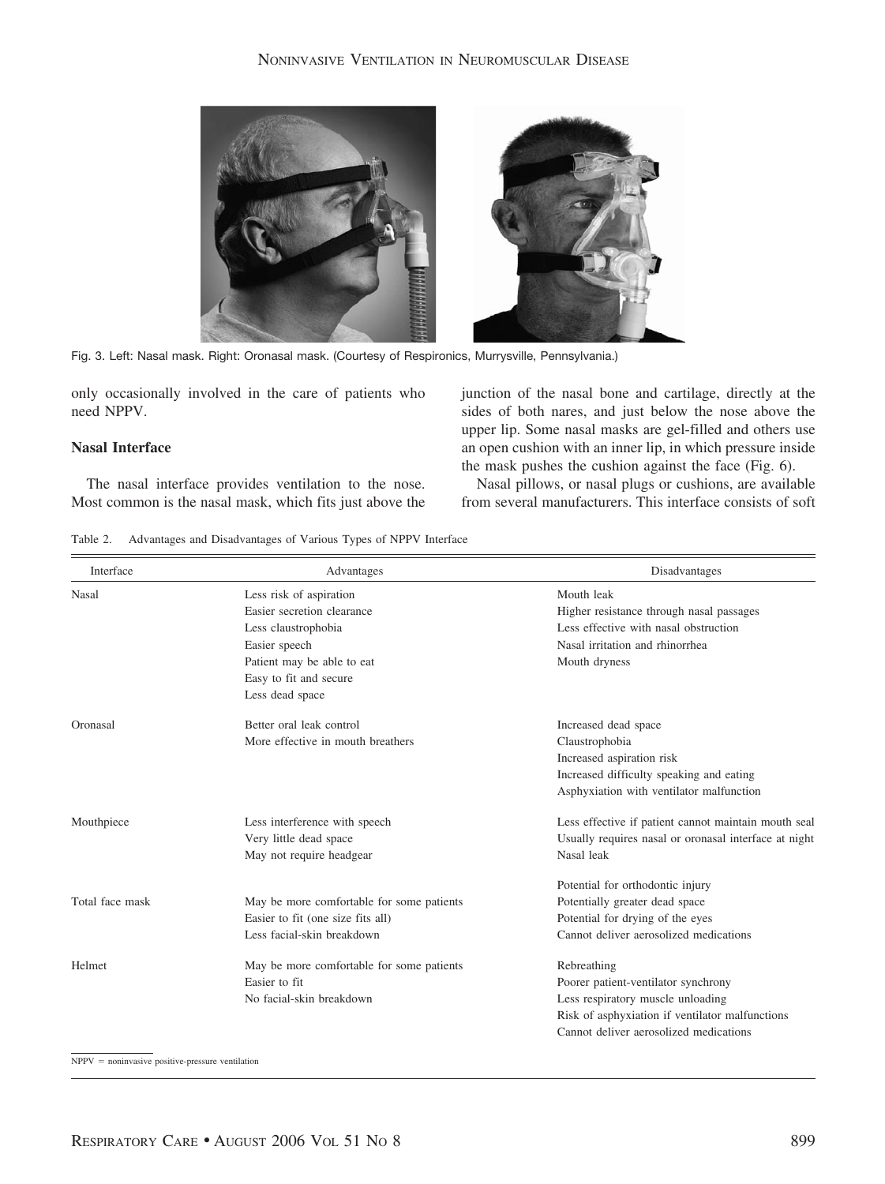Fig. 3. Left: Nasal mask. Right: Oronasal mask. (Courtesy of Respironics, Murrysville, Pennsylvania.)

only occasionally involved in the care of patients who need NPPV.

### Nasal Interface

The nasal interface provides ventilation to the nose. Most common is the nasal mask, which fits just above the junction of the nasal bone and cartilage, directly at the sides of both nares, and just below the nose above the upper lip. Some nasal masks are gel-filled and others use an open cushion with an inner lip, in which pressure inside the mask pushes the cushion against the face (Fig. 6).

Nasal pillows, or nasal plugs or cushions, are available from several manufacturers. This interface consists of soft

Table 2. Advantages and Disadvantages of Various Types of NPPV Interface

| Interface | Advantages | Disadvantages |
|---|---|---|
| Nasal | Less risk of aspiration<br>Easier secretion clearance<br>Less claustrophobia<br>Easier speech<br>Patient may be able to eat<br>Easy to fit and secure<br>Less dead space | Mouth leak<br>Higher resistance through nasal passages<br>Less effective with nasal obstruction<br>Nasal irritation and rhinorrhea<br>Mouth dryness |
| Oronasal | Better oral leak control<br>More effective in mouth breathers | Increased dead space<br>Claustrophobia<br>Increased aspiration risk<br>Increased difficulty speaking and eating<br>Asphyxiation with ventilator malfunction |
| Mouthpiece | Less interference with speech<br>Very little dead space<br>May not require headgear | Less effective if patient cannot maintain mouth seal<br>Usually requires nasal or oronasal interface at night<br>Nasal leak<br>Potential for orthodontic injury |
| Total face mask | May be more comfortable for some patients<br>Easier to fit (one size fits all)<br>Less facial-skin breakdown | Potentially greater dead space<br>Potential for drying of the eyes<br>Cannot deliver aerosolized medications |
| Helmet | May be more comfortable for some patients<br>Easier to fit<br>No facial-skin breakdown | Rebreathing<br>Poorer patient-ventilator synchrony<br>Less respiratory muscle unloading<br>Risk of asphyxiation if ventilator malfunctions<br>Cannot deliver aerosolized medications |

NPPV = noninvasive positive-pressure ventilation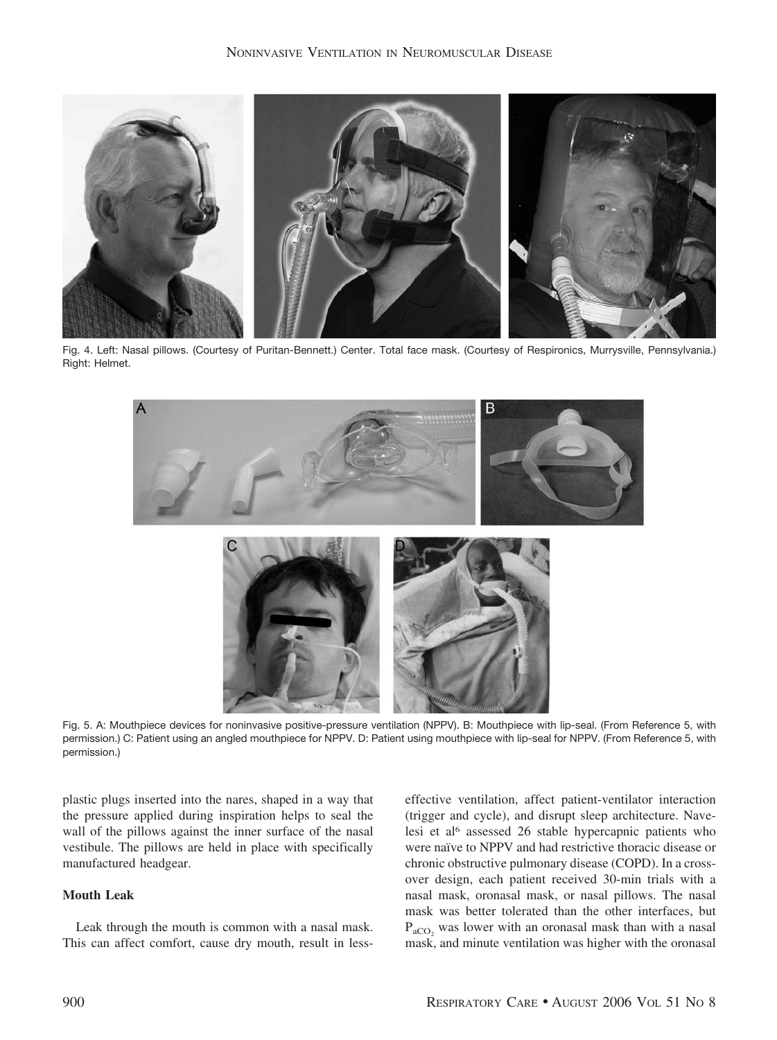Fig. 4. Left: Nasal pillows. (Courtesy of Puritan-Bennett.) Center. Total face mask. (Courtesy of Respironics, Murrysville, Pennsylvania.) Right: Helmet.

Fig. 5. A: Mouthpiece devices for noninvasive positive-pressure ventilation (NPPV). B: Mouthpiece with lip-seal. (From Reference 5, with permission.) C: Patient using an angled mouthpiece for NPPV. D: Patient using mouthpiece with lip-seal for NPPV. (From Reference 5, with permission.)

plastic plugs inserted into the nares, shaped in a way that the pressure applied during inspiration helps to seal the wall of the pillows against the inner surface of the nasal vestibule. The pillows are held in place with specifically manufactured headgear.

### Mouth Leak

Leak through the mouth is common with a nasal mask. This can affect comfort, cause dry mouth, result in less-effective ventilation, affect patient-ventilator interaction (trigger and cycle), and disrupt sleep architecture. Navelesi et al[6] assessed 26 stable hypercapnic patients who were naïve to NPPV and had restrictive thoracic disease or chronic obstructive pulmonary disease (COPD). In a crossover design, each patient received 30-min trials with a nasal mask, oronasal mask, or nasal pillows. The nasal mask was better tolerated than the other interfaces, but $P_{aCO_2}$ was lower with an oronasal mask than with a nasal mask, and minute ventilation was higher with the oronasal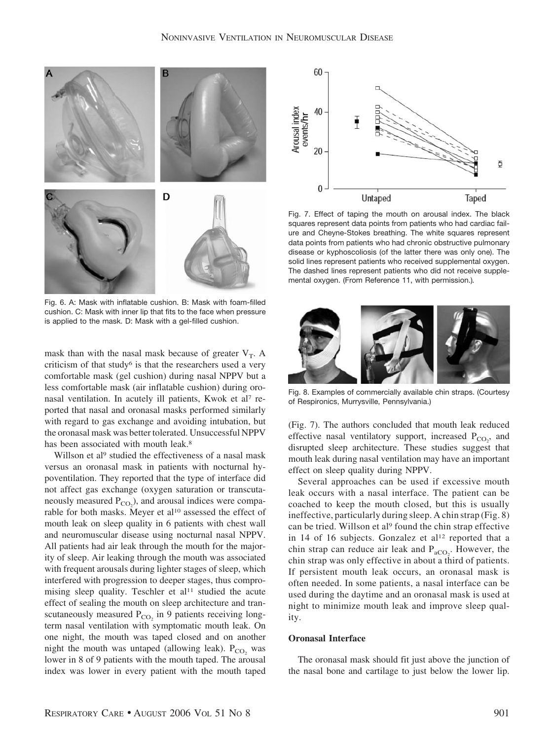Fig. 6. A: Mask with inflatable cushion. B: Mask with foam-filled cushion. C: Mask with inner lip that fits to the face when pressure is applied to the mask. D: Mask with a gel-filled cushion.

mask than with the nasal mask because of greater $V_T$. A criticism of that study[6] is that the researchers used a very comfortable mask (gel cushion) during nasal NPPV but a less comfortable mask (air inflatable cushion) during oronasal ventilation. In acutely ill patients, Kwok et al[7] reported that nasal and oronasal masks performed similarly with regard to gas exchange and avoiding intubation, but the oronasal mask was better tolerated. Unsuccessful NPPV has been associated with mouth leak.[8]

Willson et al[9] studied the effectiveness of a nasal mask versus an oronasal mask in patients with nocturnal hypoventilation. They reported that the type of interface did not affect gas exchange (oxygen saturation or transcutaneously measured $P_{CO_2}$), and arousal indices were comparable for both masks. Meyer et al[10] assessed the effect of mouth leak on sleep quality in 6 patients with chest wall and neuromuscular disease using nocturnal nasal NPPV. All patients had air leak through the mouth for the majority of sleep. Air leaking through the mouth was associated with frequent arousals during lighter stages of sleep, which interfered with progression to deeper stages, thus compromising sleep quality. Teschler et al[11] studied the acute effect of sealing the mouth on sleep architecture and transcutaneously measured $P_{CO_2}$ in 9 patients receiving long-term nasal ventilation with symptomatic mouth leak. On one night, the mouth was taped closed and on another night the mouth was untaped (allowing leak). $P_{CO_2}$ was lower in 8 of 9 patients with the mouth taped. The arousal index was lower in every patient with the mouth taped (Fig. 7). The authors concluded that mouth leak reduced effective nasal ventilatory support, increased $P_{CO_2}$, and disrupted sleep architecture. These studies suggest that mouth leak during nasal ventilation may have an important effect on sleep quality during NPPV.

Fig. 7. Effect of taping the mouth on arousal index. The black squares represent data points from patients who had cardiac failure and Cheyne-Stokes breathing. The white squares represent data points from patients who had chronic obstructive pulmonary disease or kyphoscoliosis (of the latter there was only one). The solid lines represent patients who received supplemental oxygen. The dashed lines represent patients who did not receive supplemental oxygen. (From Reference 11, with permission.).

Fig. 8. Examples of commercially available chin straps. (Courtesy of Respironics, Murrysville, Pennsylvania.)

Several approaches can be used if excessive mouth leak occurs with a nasal interface. The patient can be coached to keep the mouth closed, but this is usually ineffective, particularly during sleep. A chin strap (Fig. 8) can be tried. Willson et al[9] found the chin strap effective in 14 of 16 subjects. Gonzalez et al[12] reported that a chin strap can reduce air leak and $P_{aCO_2}$. However, the chin strap was only effective in about a third of patients. If persistent mouth leak occurs, an oronasal mask is often needed. In some patients, a nasal interface can be used during the daytime and an oronasal mask is used at night to minimize mouth leak and improve sleep quality.

### Oronasal Interface

The oronasal mask should fit just above the junction of the nasal bone and cartilage to just below the lower lip.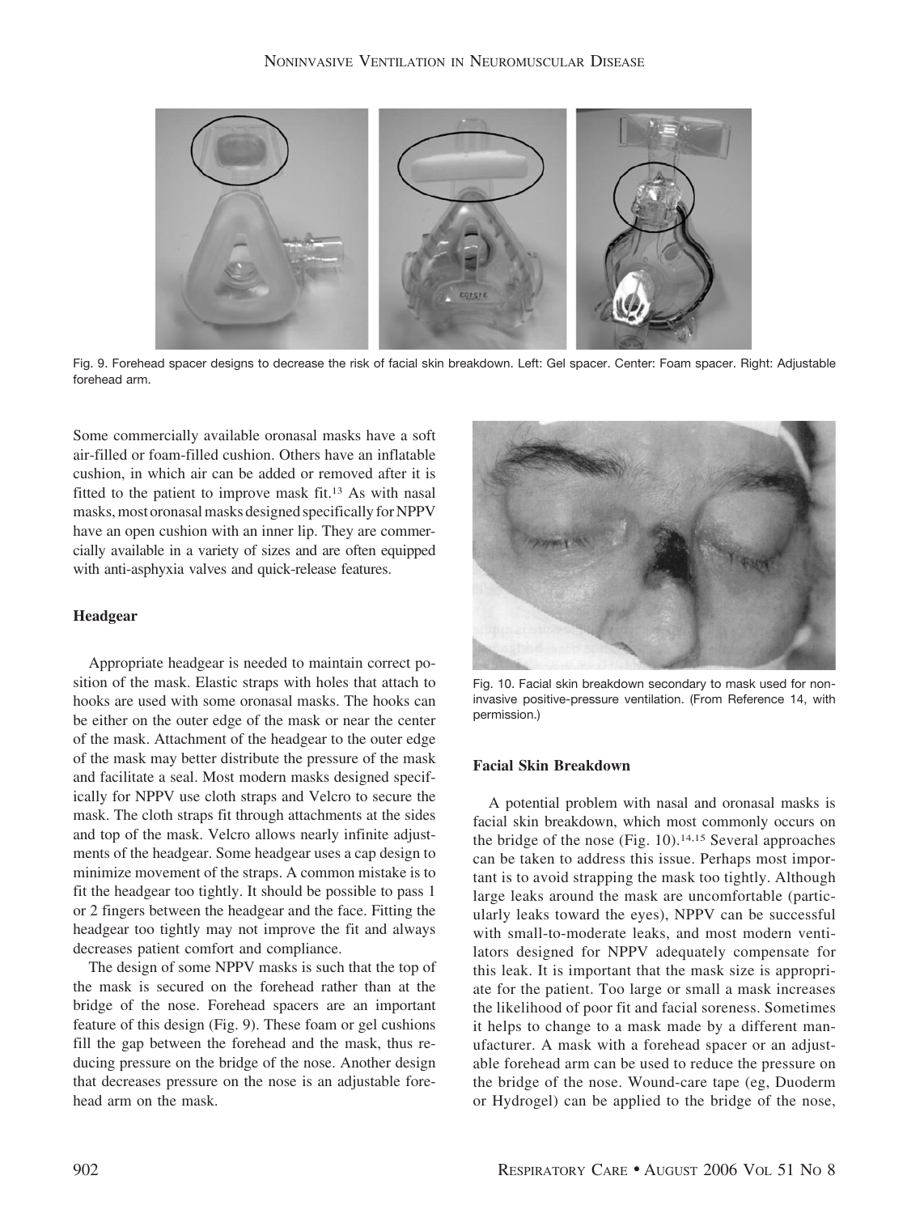Fig. 9. Forehead spacer designs to decrease the risk of facial skin breakdown. Left: Gel spacer. Center: Foam spacer. Right: Adjustable forehead arm.

Some commercially available oronasal masks have a soft air-filled or foam-filled cushion. Others have an inflatable cushion, in which air can be added or removed after it is fitted to the patient to improve mask fit.[13] As with nasal masks, most oronasal masks designed specifically for NPPV have an open cushion with an inner lip. They are commercially available in a variety of sizes and are often equipped with anti-asphyxia valves and quick-release features.

### Headgear

Appropriate headgear is needed to maintain correct position of the mask. Elastic straps with holes that attach to hooks are used with some oronasal masks. The hooks can be either on the outer edge of the mask or near the center of the mask. Attachment of the headgear to the outer edge of the mask may better distribute the pressure of the mask and facilitate a seal. Most modern masks designed specifically for NPPV use cloth straps and Velcro to secure the mask. The cloth straps fit through attachments at the sides and top of the mask. Velcro allows nearly infinite adjustments of the headgear. Some headgear uses a cap design to minimize movement of the straps. A common mistake is to fit the headgear too tightly. It should be possible to pass 1 or 2 fingers between the headgear and the face. Fitting the headgear too tightly may not improve the fit and always decreases patient comfort and compliance.

The design of some NPPV masks is such that the top of the mask is secured on the forehead rather than at the bridge of the nose. Forehead spacers are an important feature of this design (Fig. 9). These foam or gel cushions fill the gap between the forehead and the mask, thus reducing pressure on the bridge of the nose. Another design that decreases pressure on the nose is an adjustable forehead arm on the mask.

Fig. 10. Facial skin breakdown secondary to mask used for noninvasive positive-pressure ventilation. (From Reference 14, with permission.)

### Facial Skin Breakdown

A potential problem with nasal and oronasal masks is facial skin breakdown, which most commonly occurs on the bridge of the nose (Fig. 10).[14,15] Several approaches can be taken to address this issue. Perhaps most important is to avoid strapping the mask too tightly. Although large leaks around the mask are uncomfortable (particularly leaks toward the eyes), NPPV can be successful with small-to-moderate leaks, and most modern ventilators designed for NPPV adequately compensate for this leak. It is important that the mask size is appropriate for the patient. Too large or small a mask increases the likelihood of poor fit and facial soreness. Sometimes it helps to change to a mask made by a different manufacturer. A mask with a forehead spacer or an adjustable forehead arm can be used to reduce the pressure on the bridge of the nose. Wound-care tape (eg, Duoderm or Hydrogel) can be applied to the bridge of the nose,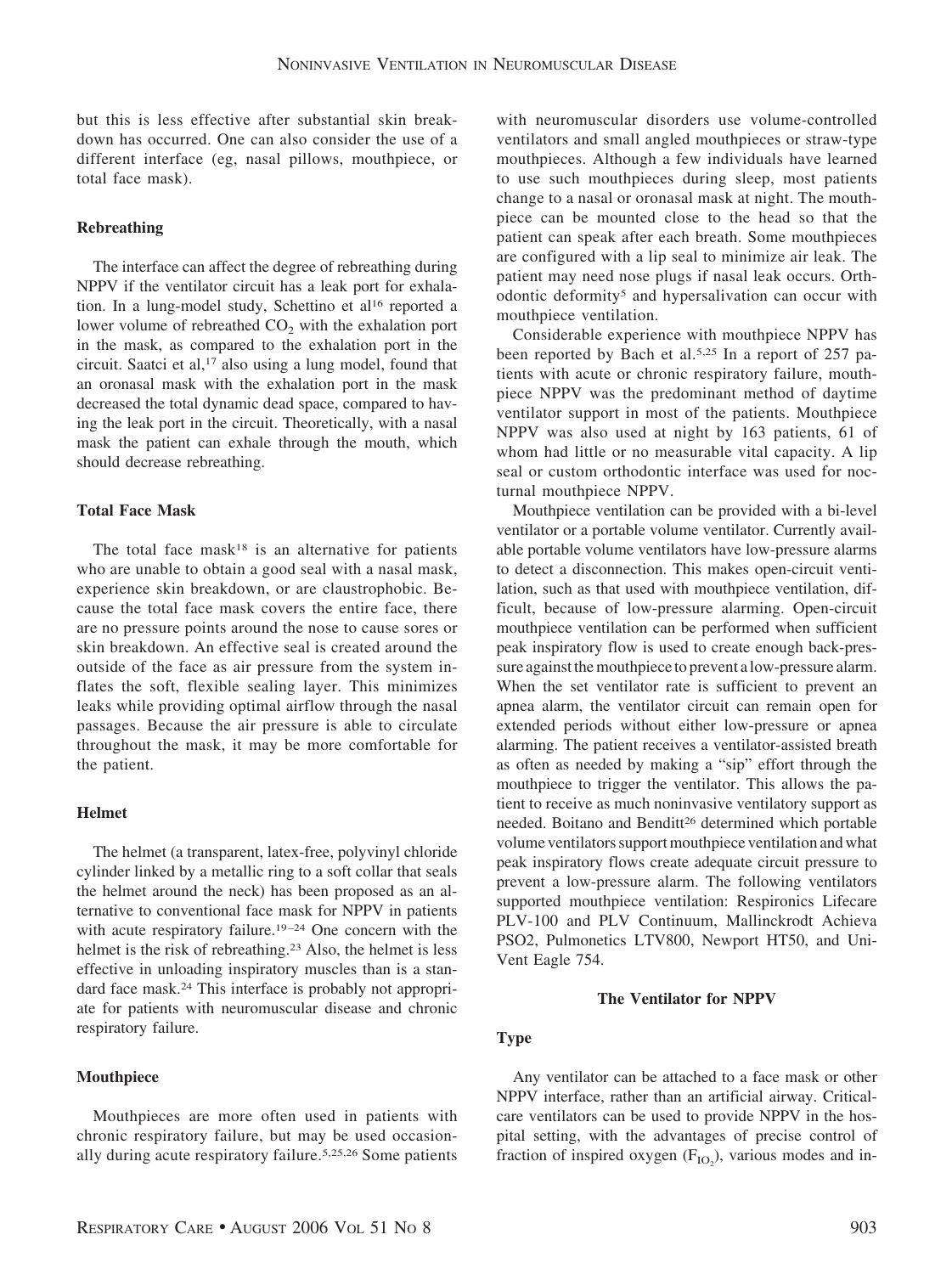but this is less effective after substantial skin breakdown has occurred. One can also consider the use of a different interface (eg, nasal pillows, mouthpiece, or total face mask).

### Rebreathing

The interface can affect the degree of rebreathing during NPPV if the ventilator circuit has a leak port for exhalation. In a lung-model study, Schettino et al[16] reported a lower volume of rebreathed $CO_2$ with the exhalation port in the mask, as compared to the exhalation port in the circuit. Saatci et al,[17] also using a lung model, found that an oronasal mask with the exhalation port in the mask decreased the total dynamic dead space, compared to having the leak port in the circuit. Theoretically, with a nasal mask the patient can exhale through the mouth, which should decrease rebreathing.

### Total Face Mask

The total face mask[18] is an alternative for patients who are unable to obtain a good seal with a nasal mask, experience skin breakdown, or are claustrophobic. Because the total face mask covers the entire face, there are no pressure points around the nose to cause sores or skin breakdown. An effective seal is created around the outside of the face as air pressure from the system inflates the soft, flexible sealing layer. This minimizes leaks while providing optimal airflow through the nasal passages. Because the air pressure is able to circulate throughout the mask, it may be more comfortable for the patient.

### Helmet

The helmet (a transparent, latex-free, polyvinyl chloride cylinder linked by a metallic ring to a soft collar that seals the helmet around the neck) has been proposed as an alternative to conventional face mask for NPPV in patients with acute respiratory failure.[19–24] One concern with the helmet is the risk of rebreathing.[23] Also, the helmet is less effective in unloading inspiratory muscles than is a standard face mask.[24] This interface is probably not appropriate for patients with neuromuscular disease and chronic respiratory failure.

### Mouthpiece

Mouthpieces are more often used in patients with chronic respiratory failure, but may be used occasionally during acute respiratory failure.[5,25,26] Some patients with neuromuscular disorders use volume-controlled ventilators and small angled mouthpieces or straw-type mouthpieces. Although a few individuals have learned to use such mouthpieces during sleep, most patients change to a nasal or oronasal mask at night. The mouthpiece can be mounted close to the head so that the patient can speak after each breath. Some mouthpieces are configured with a lip seal to minimize air leak. The patient may need nose plugs if nasal leak occurs. Orthodontic deformity[5] and hypersalivation can occur with mouthpiece ventilation.

Considerable experience with mouthpiece NPPV has been reported by Bach et al.[5,25] In a report of 257 patients with acute or chronic respiratory failure, mouthpiece NPPV was the predominant method of daytime ventilator support in most of the patients. Mouthpiece NPPV was also used at night by 163 patients, 61 of whom had little or no measurable vital capacity. A lip seal or custom orthodontic interface was used for nocturnal mouthpiece NPPV.

Mouthpiece ventilation can be provided with a bi-level ventilator or a portable volume ventilator. Currently available portable volume ventilators have low-pressure alarms to detect a disconnection. This makes open-circuit ventilation, such as that used with mouthpiece ventilation, difficult, because of low-pressure alarming. Open-circuit mouthpiece ventilation can be performed when sufficient peak inspiratory flow is used to create enough back-pressure against the mouthpiece to prevent a low-pressure alarm. When the set ventilator rate is sufficient to prevent an apnea alarm, the ventilator circuit can remain open for extended periods without either low-pressure or apnea alarming. The patient receives a ventilator-assisted breath as often as needed by making a "sip" effort through the mouthpiece to trigger the ventilator. This allows the patient to receive as much noninvasive ventilatory support as needed. Boitano and Benditt[26] determined which portable volume ventilators support mouthpiece ventilation and what peak inspiratory flows create adequate circuit pressure to prevent a low-pressure alarm. The following ventilators supported mouthpiece ventilation: Respironics Lifecare PLV-100 and PLV Continuum, Mallinckrodt Achieva PSO2, Pulmonetics LTV800, Newport HT50, and Uni-Vent Eagle 754.

## The Ventilator for NPPV

### Type

Any ventilator can be attached to a face mask or other NPPV interface, rather than an artificial airway. Critical-care ventilators can be used to provide NPPV in the hospital setting, with the advantages of precise control of fraction of inspired oxygen ($F_{IO_2}$), various modes and in-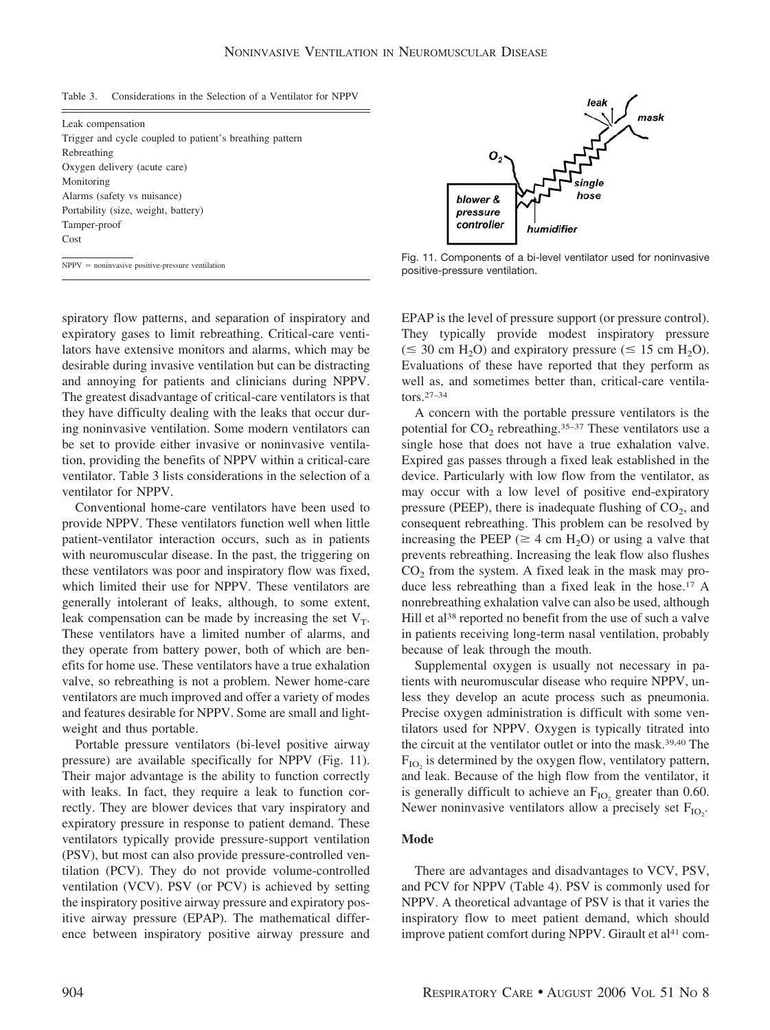Table 3. Considerations in the Selection of a Ventilator for NPPV

| |
|---|
| Leak compensation |
| Trigger and cycle coupled to patient's breathing pattern |
| Rebreathing |
| Oxygen delivery (acute care) |
| Monitoring |
| Alarms (safety vs nuisance) |
| Portability (size, weight, battery) |
| Tamper-proof |
| Cost |

NPPV = noninvasive positive-pressure ventilation

Fig. 11. Components of a bi-level ventilator used for noninvasive positive-pressure ventilation.

spiratory flow patterns, and separation of inspiratory and expiratory gases to limit rebreathing. Critical-care ventilators have extensive monitors and alarms, which may be desirable during invasive ventilation but can be distracting and annoying for patients and clinicians during NPPV. The greatest disadvantage of critical-care ventilators is that they have difficulty dealing with the leaks that occur during noninvasive ventilation. Some modern ventilators can be set to provide either invasive or noninvasive ventilation, providing the benefits of NPPV within a critical-care ventilator. Table 3 lists considerations in the selection of a ventilator for NPPV.

Conventional home-care ventilators have been used to provide NPPV. These ventilators function well when little patient-ventilator interaction occurs, such as in patients with neuromuscular disease. In the past, the triggering on these ventilators was poor and inspiratory flow was fixed, which limited their use for NPPV. These ventilators are generally intolerant of leaks, although, to some extent, leak compensation can be made by increasing the set $V_T$. These ventilators have a limited number of alarms, and they operate from battery power, both of which are benefits for home use. These ventilators have a true exhalation valve, so rebreathing is not a problem. Newer home-care ventilators are much improved and offer a variety of modes and features desirable for NPPV. Some are small and lightweight and thus portable.

Portable pressure ventilators (bi-level positive airway pressure) are available specifically for NPPV (Fig. 11). Their major advantage is the ability to function correctly with leaks. In fact, they require a leak to function correctly. They are blower devices that vary inspiratory and expiratory pressure in response to patient demand. These ventilators typically provide pressure-support ventilation (PSV), but most can also provide pressure-controlled ventilation (PCV). They do not provide volume-controlled ventilation (VCV). PSV (or PCV) is achieved by setting the inspiratory positive airway pressure and expiratory positive airway pressure (EPAP). The mathematical difference between inspiratory positive airway pressure and EPAP is the level of pressure support (or pressure control). They typically provide modest inspiratory pressure ($\leq$ 30 cm $H_2O$) and expiratory pressure ($\leq$ 15 cm $H_2O$). Evaluations of these have reported that they perform as well as, and sometimes better than, critical-care ventilators.[27–34]

A concern with the portable pressure ventilators is the potential for $CO_2$ rebreathing.[35–37] These ventilators use a single hose that does not have a true exhalation valve. Expired gas passes through a fixed leak established in the device. Particularly with low flow from the ventilator, as may occur with a low level of positive end-expiratory pressure (PEEP), there is inadequate flushing of $CO_2$, and consequent rebreathing. This problem can be resolved by increasing the PEEP ($\geq$ 4 cm $H_2O$) or using a valve that prevents rebreathing. Increasing the leak flow also flushes $CO_2$ from the system. A fixed leak in the mask may produce less rebreathing than a fixed leak in the hose.[17] A nonrebreathing exhalation valve can also be used, although Hill et al[38] reported no benefit from the use of such a valve in patients receiving long-term nasal ventilation, probably because of leak through the mouth.

Supplemental oxygen is usually not necessary in patients with neuromuscular disease who require NPPV, unless they develop an acute process such as pneumonia. Precise oxygen administration is difficult with some ventilators used for NPPV. Oxygen is typically titrated into the circuit at the ventilator outlet or into the mask.[39,40] The $F_{IO_2}$ is determined by the oxygen flow, ventilatory pattern, and leak. Because of the high flow from the ventilator, it is generally difficult to achieve an $F_{IO_2}$ greater than 0.60. Newer noninvasive ventilators allow a precisely set $F_{IO_2}$.

## Mode

There are advantages and disadvantages to VCV, PSV, and PCV for NPPV (Table 4). PSV is commonly used for NPPV. A theoretical advantage of PSV is that it varies the inspiratory flow to meet patient demand, which should improve patient comfort during NPPV. Girault et al[41] com-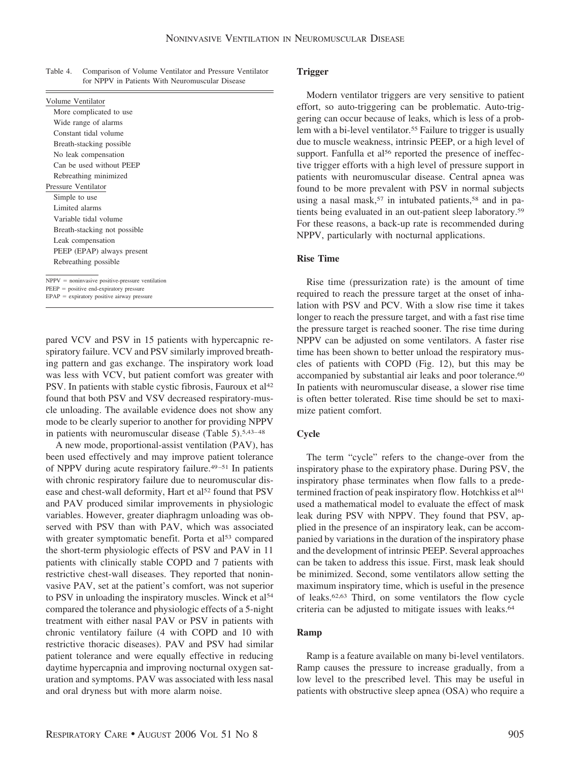Table 4. Comparison of Volume Ventilator and Pressure Ventilator for NPPV in Patients With Neuromuscular Disease

| |
|---|
| Volume Ventilator |
| More complicated to use |
| Wide range of alarms |
| Constant tidal volume |
| Breath-stacking possible |
| No leak compensation |
| Can be used without PEEP |
| Rebreathing minimized |
| Pressure Ventilator |
| Simple to use |
| Limited alarms |
| Variable tidal volume |
| Breath-stacking not possible |
| Leak compensation |
| PEEP (EPAP) always present |
| Rebreathing possible |

NPPV = noninvasive positive-pressure ventilation
PEEP = positive end-expiratory pressure
EPAP = expiratory positive airway pressure

pared VCV and PSV in 15 patients with hypercapnic respiratory failure. VCV and PSV similarly improved breathing pattern and gas exchange. The inspiratory work load was less with VCV, but patient comfort was greater with PSV. In patients with stable cystic fibrosis, Fauroux et al[42] found that both PSV and VSV decreased respiratory-muscle unloading. The available evidence does not show any mode to be clearly superior to another for providing NPPV in patients with neuromuscular disease (Table 5).[5,43–48]

A new mode, proportional-assist ventilation (PAV), has been used effectively and may improve patient tolerance of NPPV during acute respiratory failure.[49–51] In patients with chronic respiratory failure due to neuromuscular disease and chest-wall deformity, Hart et al[52] found that PSV and PAV produced similar improvements in physiologic variables. However, greater diaphragm unloading was observed with PSV than with PAV, which was associated with greater symptomatic benefit. Porta et al[53] compared the short-term physiologic effects of PSV and PAV in 11 patients with clinically stable COPD and 7 patients with restrictive chest-wall diseases. They reported that noninvasive PAV, set at the patient's comfort, was not superior to PSV in unloading the inspiratory muscles. Winck et al[54] compared the tolerance and physiologic effects of a 5-night treatment with either nasal PAV or PSV in patients with chronic ventilatory failure (4 with COPD and 10 with restrictive thoracic diseases). PAV and PSV had similar patient tolerance and were equally effective in reducing daytime hypercapnia and improving nocturnal oxygen saturation and symptoms. PAV was associated with less nasal and oral dryness but with more alarm noise.

### Trigger

Modern ventilator triggers are very sensitive to patient effort, so auto-triggering can be problematic. Auto-triggering can occur because of leaks, which is less of a problem with a bi-level ventilator.[55] Failure to trigger is usually due to muscle weakness, intrinsic PEEP, or a high level of support. Fanfulla et al[56] reported the presence of ineffective trigger efforts with a high level of pressure support in patients with neuromuscular disease. Central apnea was found to be more prevalent with PSV in normal subjects using a nasal mask,[57] in intubated patients,[58] and in patients being evaluated in an out-patient sleep laboratory.[59] For these reasons, a back-up rate is recommended during NPPV, particularly with nocturnal applications.

### Rise Time

Rise time (pressurization rate) is the amount of time required to reach the pressure target at the onset of inhalation with PSV and PCV. With a slow rise time it takes longer to reach the pressure target, and with a fast rise time the pressure target is reached sooner. The rise time during NPPV can be adjusted on some ventilators. A faster rise time has been shown to better unload the respiratory muscles of patients with COPD (Fig. 12), but this may be accompanied by substantial air leaks and poor tolerance.[60] In patients with neuromuscular disease, a slower rise time is often better tolerated. Rise time should be set to maximize patient comfort.

### Cycle

The term "cycle" refers to the change-over from the inspiratory phase to the expiratory phase. During PSV, the inspiratory phase terminates when flow falls to a predetermined fraction of peak inspiratory flow. Hotchkiss et al[61] used a mathematical model to evaluate the effect of mask leak during PSV with NPPV. They found that PSV, applied in the presence of an inspiratory leak, can be accompanied by variations in the duration of the inspiratory phase and the development of intrinsic PEEP. Several approaches can be taken to address this issue. First, mask leak should be minimized. Second, some ventilators allow setting the maximum inspiratory time, which is useful in the presence of leaks.[62,63] Third, on some ventilators the flow cycle criteria can be adjusted to mitigate issues with leaks.[64]

### Ramp

Ramp is a feature available on many bi-level ventilators. Ramp causes the pressure to increase gradually, from a low level to the prescribed level. This may be useful in patients with obstructive sleep apnea (OSA) who require a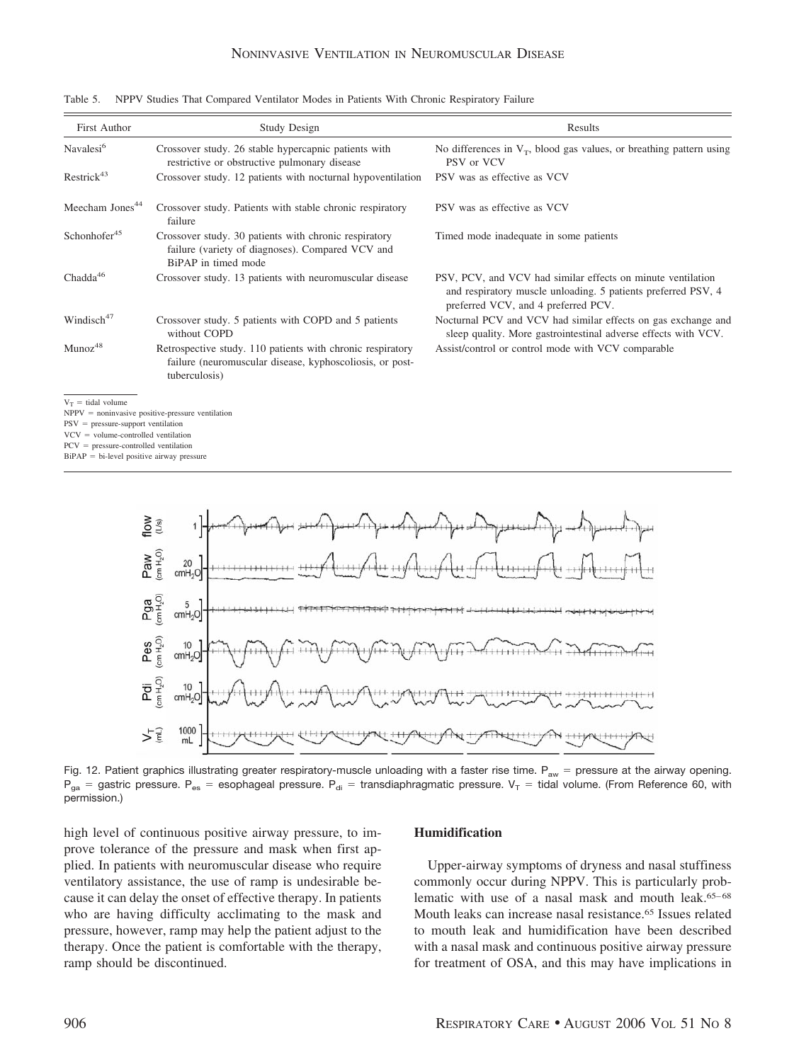Table 5. NPPV Studies That Compared Ventilator Modes in Patients With Chronic Respiratory Failure

| First Author | Study Design | Results |
|---|---|---|
| Navalesi[6] | Crossover study. 26 stable hypercapnic patients with restrictive or obstructive pulmonary disease | No differences in $V_T$, blood gas values, or breathing pattern using PSV or VCV |
| Restrick[43] | Crossover study. 12 patients with nocturnal hypoventilation | PSV was as effective as VCV |
| Meecham Jones[44] | Crossover study. Patients with stable chronic respiratory failure | PSV was as effective as VCV |
| Schonhofer[45] | Crossover study. 30 patients with chronic respiratory failure (variety of diagnoses). Compared VCV and BiPAP in timed mode | Timed mode inadequate in some patients |
| Chadda[46] | Crossover study. 13 patients with neuromuscular disease | PSV, PCV, and VCV had similar effects on minute ventilation and respiratory muscle unloading. 5 patients preferred PSV, 4 preferred VCV, and 4 preferred PCV. |
| Windisch[47] | Crossover study. 5 patients with COPD and 5 patients without COPD | Nocturnal PCV and VCV had similar effects on gas exchange and sleep quality. More gastrointestinal adverse effects with VCV. |
| Munoz[48] | Retrospective study. 110 patients with chronic respiratory failure (neuromuscular disease, kyphoscoliosis, or post-tuberculosis) | Assist/control or control mode with VCV comparable |

$V_T$ = tidal volume
NPPV = noninvasive positive-pressure ventilation
PSV = pressure-support ventilation
VCV = volume-controlled ventilation
PCV = pressure-controlled ventilation
BiPAP = bi-level positive airway pressure

Fig. 12. Patient graphics illustrating greater respiratory-muscle unloading with a faster rise time. $P_{aw}$ = pressure at the airway opening. $P_{ga}$ = gastric pressure. $P_{es}$ = esophageal pressure. $P_{di}$ = transdiaphragmatic pressure. $V_T$ = tidal volume. (From Reference 60, with permission.)

high level of continuous positive airway pressure, to improve tolerance of the pressure and mask when first applied. In patients with neuromuscular disease who require ventilatory assistance, the use of ramp is undesirable because it can delay the onset of effective therapy. In patients who are having difficulty acclimating to the mask and pressure, however, ramp may help the patient adjust to the therapy. Once the patient is comfortable with the therapy, ramp should be discontinued.

## Humidification

Upper-airway symptoms of dryness and nasal stuffiness commonly occur during NPPV. This is particularly problematic with use of a nasal mask and mouth leak.[65–68] Mouth leaks can increase nasal resistance.[65] Issues related to mouth leak and humidification have been described with a nasal mask and continuous positive airway pressure for treatment of OSA, and this may have implications in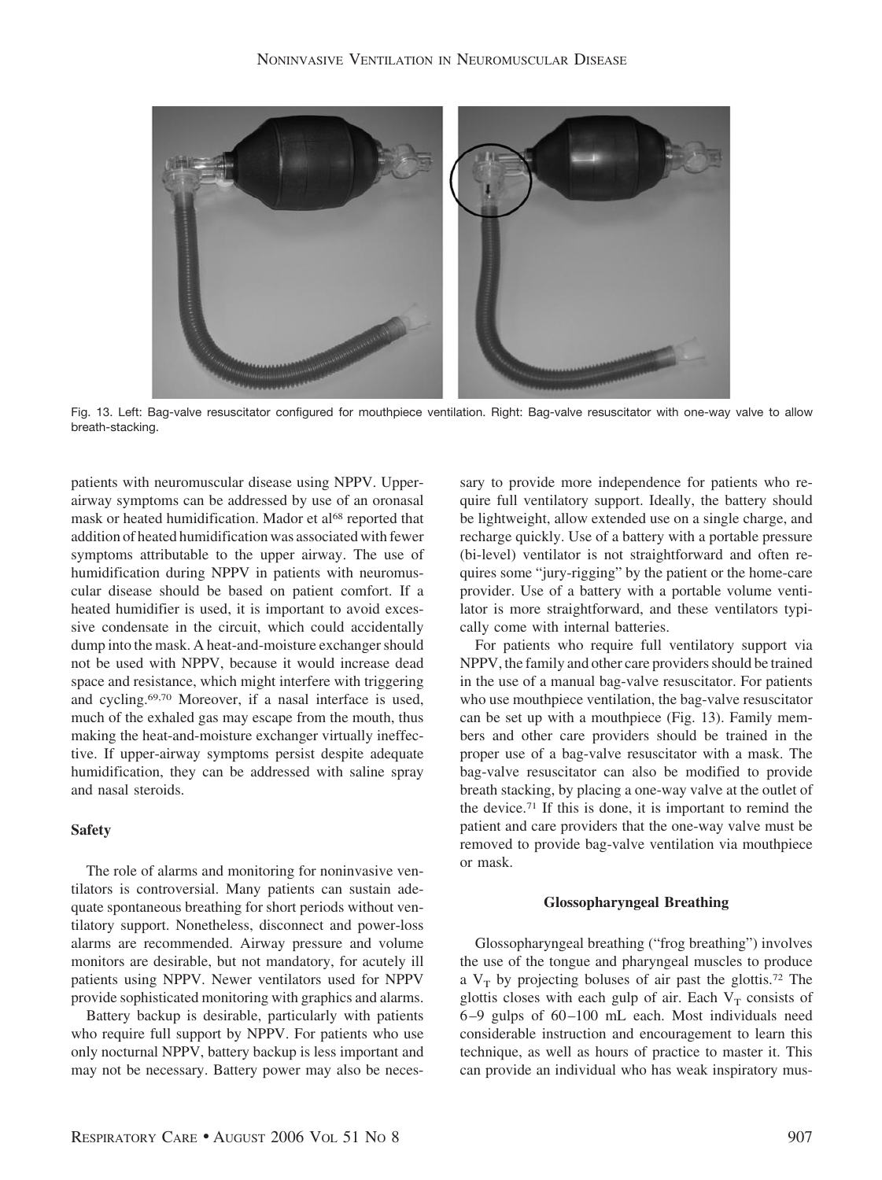Fig. 13. Left: Bag-valve resuscitator configured for mouthpiece ventilation. Right: Bag-valve resuscitator with one-way valve to allow breath-stacking.

patients with neuromuscular disease using NPPV. Upper-airway symptoms can be addressed by use of an oronasal mask or heated humidification. Mador et al[68] reported that addition of heated humidification was associated with fewer symptoms attributable to the upper airway. The use of humidification during NPPV in patients with neuromuscular disease should be based on patient comfort. If a heated humidifier is used, it is important to avoid excessive condensate in the circuit, which could accidentally dump into the mask. A heat-and-moisture exchanger should not be used with NPPV, because it would increase dead space and resistance, which might interfere with triggering and cycling.[69,70] Moreover, if a nasal interface is used, much of the exhaled gas may escape from the mouth, thus making the heat-and-moisture exchanger virtually ineffective. If upper-airway symptoms persist despite adequate humidification, they can be addressed with saline spray and nasal steroids.

### Safety

The role of alarms and monitoring for noninvasive ventilators is controversial. Many patients can sustain adequate spontaneous breathing for short periods without ventilatory support. Nonetheless, disconnect and power-loss alarms are recommended. Airway pressure and volume monitors are desirable, but not mandatory, for acutely ill patients using NPPV. Newer ventilators used for NPPV provide sophisticated monitoring with graphics and alarms.

Battery backup is desirable, particularly with patients who require full support by NPPV. For patients who use only nocturnal NPPV, battery backup is less important and may not be necessary. Battery power may also be necessary to provide more independence for patients who require full ventilatory support. Ideally, the battery should be lightweight, allow extended use on a single charge, and recharge quickly. Use of a battery with a portable pressure (bi-level) ventilator is not straightforward and often requires some "jury-rigging" by the patient or the home-care provider. Use of a battery with a portable volume ventilator is more straightforward, and these ventilators typically come with internal batteries.

For patients who require full ventilatory support via NPPV, the family and other care providers should be trained in the use of a manual bag-valve resuscitator. For patients who use mouthpiece ventilation, the bag-valve resuscitator can be set up with a mouthpiece (Fig. 13). Family members and other care providers should be trained in the proper use of a bag-valve resuscitator with a mask. The bag-valve resuscitator can also be modified to provide breath stacking, by placing a one-way valve at the outlet of the device.[71] If this is done, it is important to remind the patient and care providers that the one-way valve must be removed to provide bag-valve ventilation via mouthpiece or mask.

### Glossopharyngeal Breathing

Glossopharyngeal breathing ("frog breathing") involves the use of the tongue and pharyngeal muscles to produce a $V_T$ by projecting boluses of air past the glottis.[72] The glottis closes with each gulp of air. Each $V_T$ consists of 6–9 gulps of 60–100 mL each. Most individuals need considerable instruction and encouragement to learn this technique, as well as hours of practice to master it. This can provide an individual who has weak inspiratory mus-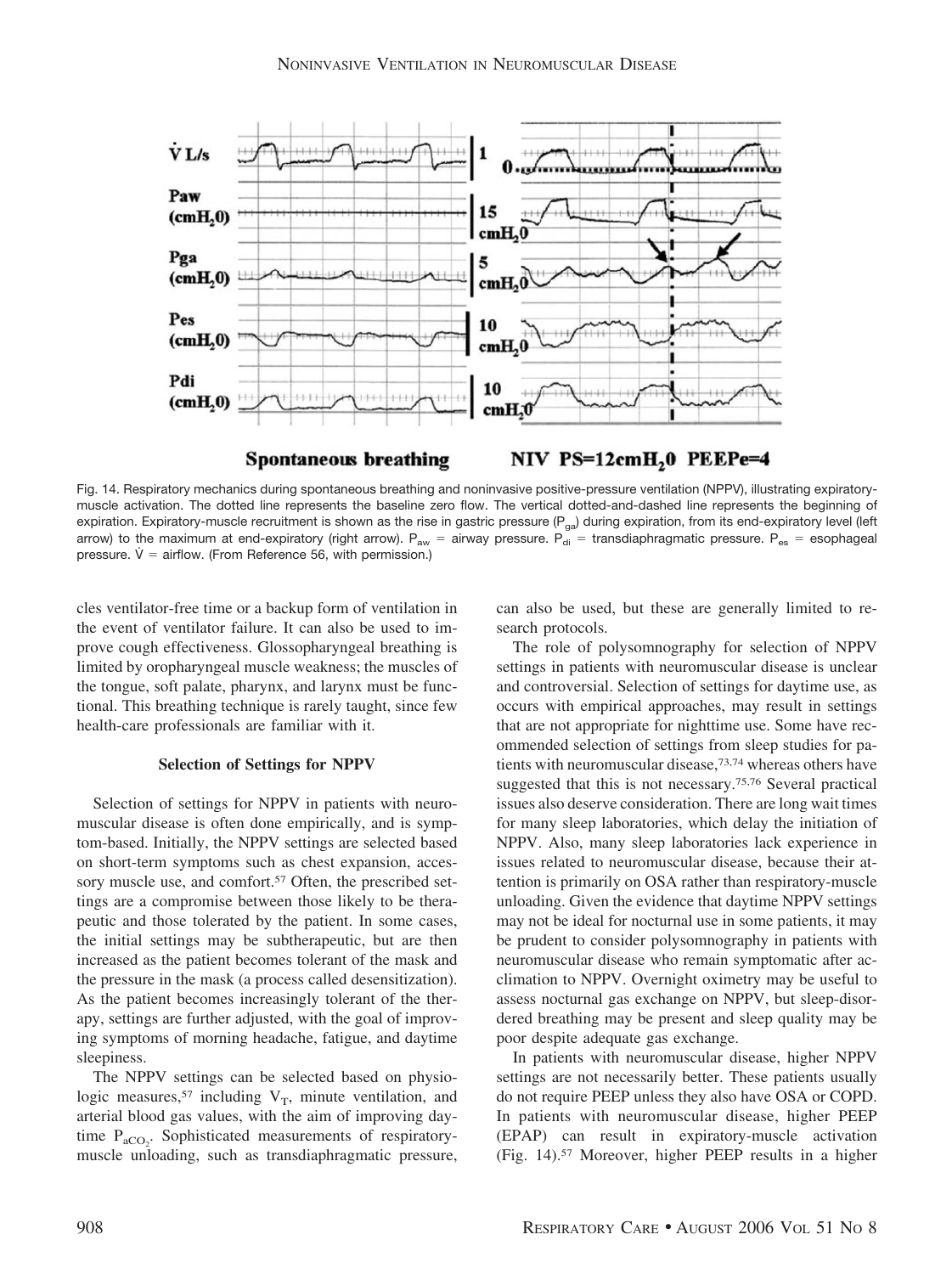Fig. 14. Respiratory mechanics during spontaneous breathing and noninvasive positive-pressure ventilation (NPPV), illustrating expiratory-muscle activation. The dotted line represents the baseline zero flow. The vertical dotted-and-dashed line represents the beginning of expiration. Expiratory-muscle recruitment is shown as the rise in gastric pressure ($P_{ga}$) during expiration, from its end-expiratory level (left arrow) to the maximum at end-expiratory (right arrow). $P_{aw}$ = airway pressure. $P_{di}$ = transdiaphragmatic pressure. $P_{es}$ = esophageal pressure. $\dot{V}$ = airflow. (From Reference 56, with permission.)

cles ventilator-free time or a backup form of ventilation in the event of ventilator failure. It can also be used to improve cough effectiveness. Glossopharyngeal breathing is limited by oropharyngeal muscle weakness; the muscles of the tongue, soft palate, pharynx, and larynx must be functional. This breathing technique is rarely taught, since few health-care professionals are familiar with it.

### Selection of Settings for NPPV

Selection of settings for NPPV in patients with neuromuscular disease is often done empirically, and is symptom-based. Initially, the NPPV settings are selected based on short-term symptoms such as chest expansion, accessory muscle use, and comfort.[57] Often, the prescribed settings are a compromise between those likely to be therapeutic and those tolerated by the patient. In some cases, the initial settings may be subtherapeutic, but are then increased as the patient becomes tolerant of the mask and the pressure in the mask (a process called desensitization). As the patient becomes increasingly tolerant of the therapy, settings are further adjusted, with the goal of improving symptoms of morning headache, fatigue, and daytime sleepiness.

The NPPV settings can be selected based on physiologic measures,[57] including $V_T$, minute ventilation, and arterial blood gas values, with the aim of improving daytime $P_{aCO_2}$. Sophisticated measurements of respiratory-muscle unloading, such as transdiaphragmatic pressure, can also be used, but these are generally limited to research protocols.

The role of polysomnography for selection of NPPV settings in patients with neuromuscular disease is unclear and controversial. Selection of settings for daytime use, as occurs with empirical approaches, may result in settings that are not appropriate for nighttime use. Some have recommended selection of settings from sleep studies for patients with neuromuscular disease,[73,74] whereas others have suggested that this is not necessary.[75,76] Several practical issues also deserve consideration. There are long wait times for many sleep laboratories, which delay the initiation of NPPV. Also, many sleep laboratories lack experience in issues related to neuromuscular disease, because their attention is primarily on OSA rather than respiratory-muscle unloading. Given the evidence that daytime NPPV settings may not be ideal for nocturnal use in some patients, it may be prudent to consider polysomnography in patients with neuromuscular disease who remain symptomatic after acclimation to NPPV. Overnight oximetry may be useful to assess nocturnal gas exchange on NPPV, but sleep-disordered breathing may be present and sleep quality may be poor despite adequate gas exchange.

In patients with neuromuscular disease, higher NPPV settings are not necessarily better. These patients usually do not require PEEP unless they also have OSA or COPD. In patients with neuromuscular disease, higher PEEP (EPAP) can result in expiratory-muscle activation (Fig. 14).[57] Moreover, higher PEEP results in a higher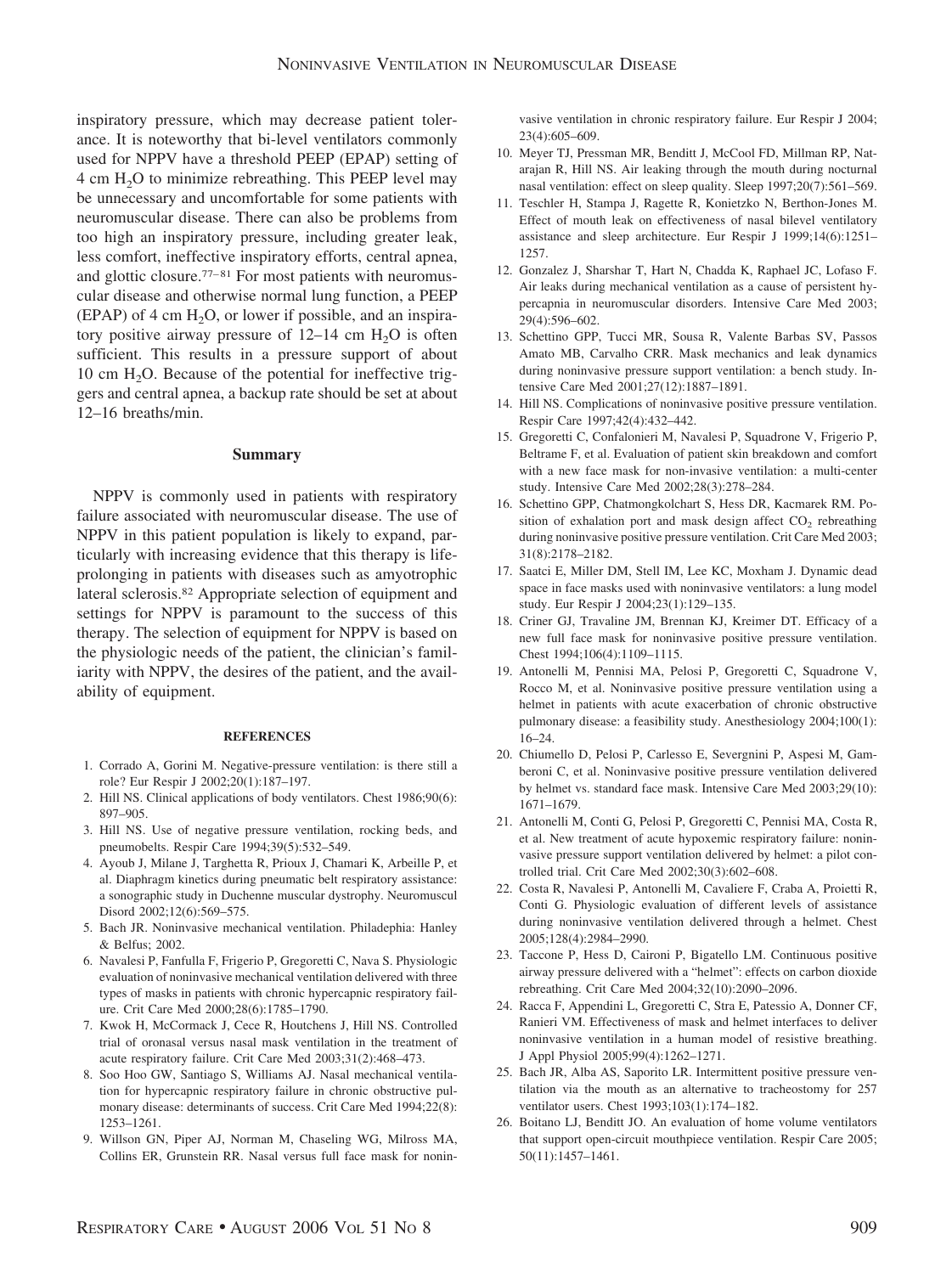inspiratory pressure, which may decrease patient tolerance. It is noteworthy that bi-level ventilators commonly used for NPPV have a threshold PEEP (EPAP) setting of 4 cm $H_2O$ to minimize rebreathing. This PEEP level may be unnecessary and uncomfortable for some patients with neuromuscular disease. There can also be problems from too high an inspiratory pressure, including greater leak, less comfort, ineffective inspiratory efforts, central apnea, and glottic closure.[77–81] For most patients with neuromuscular disease and otherwise normal lung function, a PEEP (EPAP) of 4 cm $H_2O$, or lower if possible, and an inspiratory positive airway pressure of 12–14 cm $H_2O$ is often sufficient. This results in a pressure support of about 10 cm $H_2O$. Because of the potential for ineffective triggers and central apnea, a backup rate should be set at about 12–16 breaths/min.

## Summary

NPPV is commonly used in patients with respiratory failure associated with neuromuscular disease. The use of NPPV in this patient population is likely to expand, particularly with increasing evidence that this therapy is life-prolonging in patients with diseases such as amyotrophic lateral sclerosis.[82] Appropriate selection of equipment and settings for NPPV is paramount to the success of this therapy. The selection of equipment for NPPV is based on the physiologic needs of the patient, the clinician's familiarity with NPPV, the desires of the patient, and the availability of equipment.

### REFERENCES

1. Corrado A, Gorini M. Negative-pressure ventilation: is there still a role? Eur Respir J 2002;20(1):187–197.
2. Hill NS. Clinical applications of body ventilators. Chest 1986;90(6): 897–905.
3. Hill NS. Use of negative pressure ventilation, rocking beds, and pneumobelts. Respir Care 1994;39(5):532–549.
4. Ayoub J, Milane J, Targhetta R, Prioux J, Chamari K, Arbeille P, et al. Diaphragm kinetics during pneumatic belt respiratory assistance: a sonographic study in Duchenne muscular dystrophy. Neuromuscul Disord 2002;12(6):569–575.
5. Bach JR. Noninvasive mechanical ventilation. Philadephia: Hanley & Belfus; 2002.
6. Navalesi P, Fanfulla F, Frigerio P, Gregoretti C, Nava S. Physiologic evaluation of noninvasive mechanical ventilation delivered with three types of masks in patients with chronic hypercapnic respiratory failure. Crit Care Med 2000;28(6):1785–1790.
7. Kwok H, McCormack J, Cece R, Houtchens J, Hill NS. Controlled trial of oronasal versus nasal mask ventilation in the treatment of acute respiratory failure. Crit Care Med 2003;31(2):468–473.
8. Soo Hoo GW, Santiago S, Williams AJ. Nasal mechanical ventilation for hypercapnic respiratory failure in chronic obstructive pulmonary disease: determinants of success. Crit Care Med 1994;22(8): 1253–1261.
9. Willson GN, Piper AJ, Norman M, Chaseling WG, Milross MA, Collins ER, Grunstein RR. Nasal versus full face mask for noninvasive ventilation in chronic respiratory failure. Eur Respir J 2004; 23(4):605–609.
10. Meyer TJ, Pressman MR, Benditt J, McCool FD, Millman RP, Natarajan R, Hill NS. Air leaking through the mouth during nocturnal nasal ventilation: effect on sleep quality. Sleep 1997;20(7):561–569.
11. Teschler H, Stampa J, Ragette R, Konietzko N, Berthon-Jones M. Effect of mouth leak on effectiveness of nasal bilevel ventilatory assistance and sleep architecture. Eur Respir J 1999;14(6):1251–1257.
12. Gonzalez J, Sharshar T, Hart N, Chadda K, Raphael JC, Lofaso F. Air leaks during mechanical ventilation as a cause of persistent hypercapnia in neuromuscular disorders. Intensive Care Med 2003; 29(4):596–602.
13. Schettino GPP, Tucci MR, Sousa R, Valente Barbas SV, Passos Amato MB, Carvalho CRR. Mask mechanics and leak dynamics during noninvasive pressure support ventilation: a bench study. Intensive Care Med 2001;27(12):1887–1891.
14. Hill NS. Complications of noninvasive positive pressure ventilation. Respir Care 1997;42(4):432–442.
15. Gregoretti C, Confalonieri M, Navalesi P, Squadrone V, Frigerio P, Beltrame F, et al. Evaluation of patient skin breakdown and comfort with a new face mask for non-invasive ventilation: a multi-center study. Intensive Care Med 2002;28(3):278–284.
16. Schettino GPP, Chatmongkolchart S, Hess DR, Kacmarek RM. Position of exhalation port and mask design affect $CO_2$ rebreathing during noninvasive positive pressure ventilation. Crit Care Med 2003; 31(8):2178–2182.
17. Saatci E, Miller DM, Stell IM, Lee KC, Moxham J. Dynamic dead space in face masks used with noninvasive ventilators: a lung model study. Eur Respir J 2004;23(1):129–135.
18. Criner GJ, Travaline JM, Brennan KJ, Kreimer DT. Efficacy of a new full face mask for noninvasive positive pressure ventilation. Chest 1994;106(4):1109–1115.
19. Antonelli M, Pennisi MA, Pelosi P, Gregoretti C, Squadrone V, Rocco M, et al. Noninvasive positive pressure ventilation using a helmet in patients with acute exacerbation of chronic obstructive pulmonary disease: a feasibility study. Anesthesiology 2004;100(1): 16–24.
20. Chiumello D, Pelosi P, Carlesso E, Severgnini P, Aspesi M, Gamberoni C, et al. Noninvasive positive pressure ventilation delivered by helmet vs. standard face mask. Intensive Care Med 2003;29(10): 1671–1679.
21. Antonelli M, Conti G, Pelosi P, Gregoretti C, Pennisi MA, Costa R, et al. New treatment of acute hypoxemic respiratory failure: noninvasive pressure support ventilation delivered by helmet: a pilot controlled trial. Crit Care Med 2002;30(3):602–608.
22. Costa R, Navalesi P, Antonelli M, Cavaliere F, Craba A, Proietti R, Conti G. Physiologic evaluation of different levels of assistance during noninvasive ventilation delivered through a helmet. Chest 2005;128(4):2984–2990.
23. Taccone P, Hess D, Caironi P, Bigatello LM. Continuous positive airway pressure delivered with a "helmet": effects on carbon dioxide rebreathing. Crit Care Med 2004;32(10):2090–2096.
24. Racca F, Appendini L, Gregoretti C, Stra E, Patessio A, Donner CF, Ranieri VM. Effectiveness of mask and helmet interfaces to deliver noninvasive ventilation in a human model of resistive breathing. J Appl Physiol 2005;99(4):1262–1271.
25. Bach JR, Alba AS, Saporito LR. Intermittent positive pressure ventilation via the mouth as an alternative to tracheostomy for 257 ventilator users. Chest 1993;103(1):174–182.
26. Boitano LJ, Benditt JO. An evaluation of home volume ventilators that support open-circuit mouthpiece ventilation. Respir Care 2005; 50(11):1457–1461.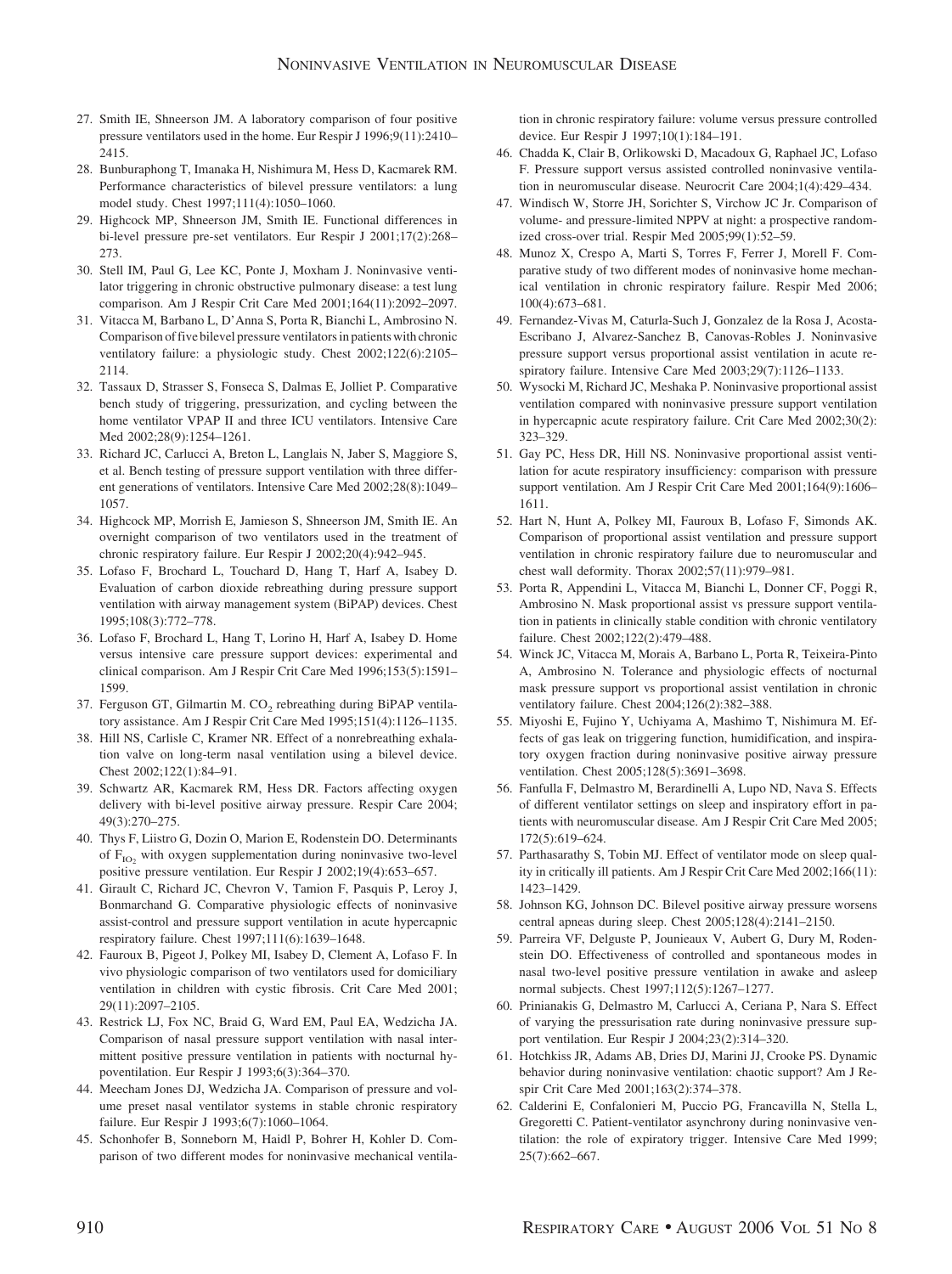27. Smith IE, Shneerson JM. A laboratory comparison of four positive pressure ventilators used in the home. Eur Respir J 1996;9(11):2410–2415.
28. Bunburaphong T, Imanaka H, Nishimura M, Hess D, Kacmarek RM. Performance characteristics of bilevel pressure ventilators: a lung model study. Chest 1997;111(4):1050–1060.
29. Highcock MP, Shneerson JM, Smith IE. Functional differences in bi-level pressure pre-set ventilators. Eur Respir J 2001;17(2):268–273.
30. Stell IM, Paul G, Lee KC, Ponte J, Moxham J. Noninvasive ventilator triggering in chronic obstructive pulmonary disease: a test lung comparison. Am J Respir Crit Care Med 2001;164(11):2092–2097.
31. Vitacca M, Barbano L, D'Anna S, Porta R, Bianchi L, Ambrosino N. Comparison of five bilevel pressure ventilators in patients with chronic ventilatory failure: a physiologic study. Chest 2002;122(6):2105–2114.
32. Tassaux D, Strasser S, Fonseca S, Dalmas E, Jolliet P. Comparative bench study of triggering, pressurization, and cycling between the home ventilator VPAP II and three ICU ventilators. Intensive Care Med 2002;28(9):1254–1261.
33. Richard JC, Carlucci A, Breton L, Langlais N, Jaber S, Maggiore S, et al. Bench testing of pressure support ventilation with three different generations of ventilators. Intensive Care Med 2002;28(8):1049–1057.
34. Highcock MP, Morrish E, Jamieson S, Shneerson JM, Smith IE. An overnight comparison of two ventilators used in the treatment of chronic respiratory failure. Eur Respir J 2002;20(4):942–945.
35. Lofaso F, Brochard L, Touchard D, Hang T, Harf A, Isabey D. Evaluation of carbon dioxide rebreathing during pressure support ventilation with airway management system (BiPAP) devices. Chest 1995;108(3):772–778.
36. Lofaso F, Brochard L, Hang T, Lorino H, Harf A, Isabey D. Home versus intensive care pressure support devices: experimental and clinical comparison. Am J Respir Crit Care Med 1996;153(5):1591–1599.
37. Ferguson GT, Gilmartin M. $CO_2$ rebreathing during BiPAP ventilatory assistance. Am J Respir Crit Care Med 1995;151(4):1126–1135.
38. Hill NS, Carlisle C, Kramer NR. Effect of a nonrebreathing exhalation valve on long-term nasal ventilation using a bilevel device. Chest 2002;122(1):84–91.
39. Schwartz AR, Kacmarek RM, Hess DR. Factors affecting oxygen delivery with bi-level positive airway pressure. Respir Care 2004;49(3):270–275.
40. Thys F, Liistro G, Dozin O, Marion E, Rodenstein DO. Determinants of $F_{IO_2}$ with oxygen supplementation during noninvasive two-level positive pressure ventilation. Eur Respir J 2002;19(4):653–657.
41. Girault C, Richard JC, Chevron V, Tamion F, Pasquis P, Leroy J, Bonmarchand G. Comparative physiologic effects of noninvasive assist-control and pressure support ventilation in acute hypercapnic respiratory failure. Chest 1997;111(6):1639–1648.
42. Fauroux B, Pigeot J, Polkey MI, Isabey D, Clement A, Lofaso F. In vivo physiologic comparison of two ventilators used for domiciliary ventilation in children with cystic fibrosis. Crit Care Med 2001;29(11):2097–2105.
43. Restrick LJ, Fox NC, Braid G, Ward EM, Paul EA, Wedzicha JA. Comparison of nasal pressure support ventilation with nasal intermittent positive pressure ventilation in patients with nocturnal hypoventilation. Eur Respir J 1993;6(3):364–370.
44. Meecham Jones DJ, Wedzicha JA. Comparison of pressure and volume preset nasal ventilator systems in stable chronic respiratory failure. Eur Respir J 1993;6(7):1060–1064.
45. Schonhofer B, Sonneborn M, Haidl P, Bohrer H, Kohler D. Comparison of two different modes for noninvasive mechanical ventilation in chronic respiratory failure: volume versus pressure controlled device. Eur Respir J 1997;10(1):184–191.
46. Chadda K, Clair B, Orlikowski D, Macadoux G, Raphael JC, Lofaso F. Pressure support versus assisted controlled noninvasive ventilation in neuromuscular disease. Neurocrit Care 2004;1(4):429–434.
47. Windisch W, Storre JH, Sorichter S, Virchow JC Jr. Comparison of volume- and pressure-limited NPPV at night: a prospective randomized cross-over trial. Respir Med 2005;99(1):52–59.
48. Munoz X, Crespo A, Marti S, Torres F, Ferrer J, Morell F. Comparative study of two different modes of noninvasive home mechanical ventilation in chronic respiratory failure. Respir Med 2006;100(4):673–681.
49. Fernandez-Vivas M, Caturla-Such J, Gonzalez de la Rosa J, Acosta-Escribano J, Alvarez-Sanchez B, Canovas-Robles J. Noninvasive pressure support versus proportional assist ventilation in acute respiratory failure. Intensive Care Med 2003;29(7):1126–1133.
50. Wysocki M, Richard JC, Meshaka P. Noninvasive proportional assist ventilation compared with noninvasive pressure support ventilation in hypercapnic acute respiratory failure. Crit Care Med 2002;30(2):323–329.
51. Gay PC, Hess DR, Hill NS. Noninvasive proportional assist ventilation for acute respiratory insufficiency: comparison with pressure support ventilation. Am J Respir Crit Care Med 2001;164(9):1606–1611.
52. Hart N, Hunt A, Polkey MI, Fauroux B, Lofaso F, Simonds AK. Comparison of proportional assist ventilation and pressure support ventilation in chronic respiratory failure due to neuromuscular and chest wall deformity. Thorax 2002;57(11):979–981.
53. Porta R, Appendini L, Vitacca M, Bianchi L, Donner CF, Poggi R, Ambrosino N. Mask proportional assist vs pressure support ventilation in patients in clinically stable condition with chronic ventilatory failure. Chest 2002;122(2):479–488.
54. Winck JC, Vitacca M, Morais A, Barbano L, Porta R, Teixeira-Pinto A, Ambrosino N. Tolerance and physiologic effects of nocturnal mask pressure support vs proportional assist ventilation in chronic ventilatory failure. Chest 2004;126(2):382–388.
55. Miyoshi E, Fujino Y, Uchiyama A, Mashimo T, Nishimura M. Effects of gas leak on triggering function, humidification, and inspiratory oxygen fraction during noninvasive positive airway pressure ventilation. Chest 2005;128(5):3691–3698.
56. Fanfulla F, Delmastro M, Berardinelli A, Lupo ND, Nava S. Effects of different ventilator settings on sleep and inspiratory effort in patients with neuromuscular disease. Am J Respir Crit Care Med 2005;172(5):619–624.
57. Parthasarathy S, Tobin MJ. Effect of ventilator mode on sleep quality in critically ill patients. Am J Respir Crit Care Med 2002;166(11):1423–1429.
58. Johnson KG, Johnson DC. Bilevel positive airway pressure worsens central apneas during sleep. Chest 2005;128(4):2141–2150.
59. Parreira VF, Delguste P, Jounieaux V, Aubert G, Dury M, Rodenstein DO. Effectiveness of controlled and spontaneous modes in nasal two-level positive pressure ventilation in awake and asleep normal subjects. Chest 1997;112(5):1267–1277.
60. Prinianakis G, Delmastro M, Carlucci A, Ceriana P, Nara S. Effect of varying the pressurisation rate during noninvasive pressure support ventilation. Eur Respir J 2004;23(2):314–320.
61. Hotchkiss JR, Adams AB, Dries DJ, Marini JJ, Crooke PS. Dynamic behavior during noninvasive ventilation: chaotic support? Am J Respir Crit Care Med 2001;163(2):374–378.
62. Calderini E, Confalonieri M, Puccio PG, Francavilla N, Stella L, Gregoretti C. Patient-ventilator asynchrony during noninvasive ventilation: the role of expiratory trigger. Intensive Care Med 1999;25(7):662–667.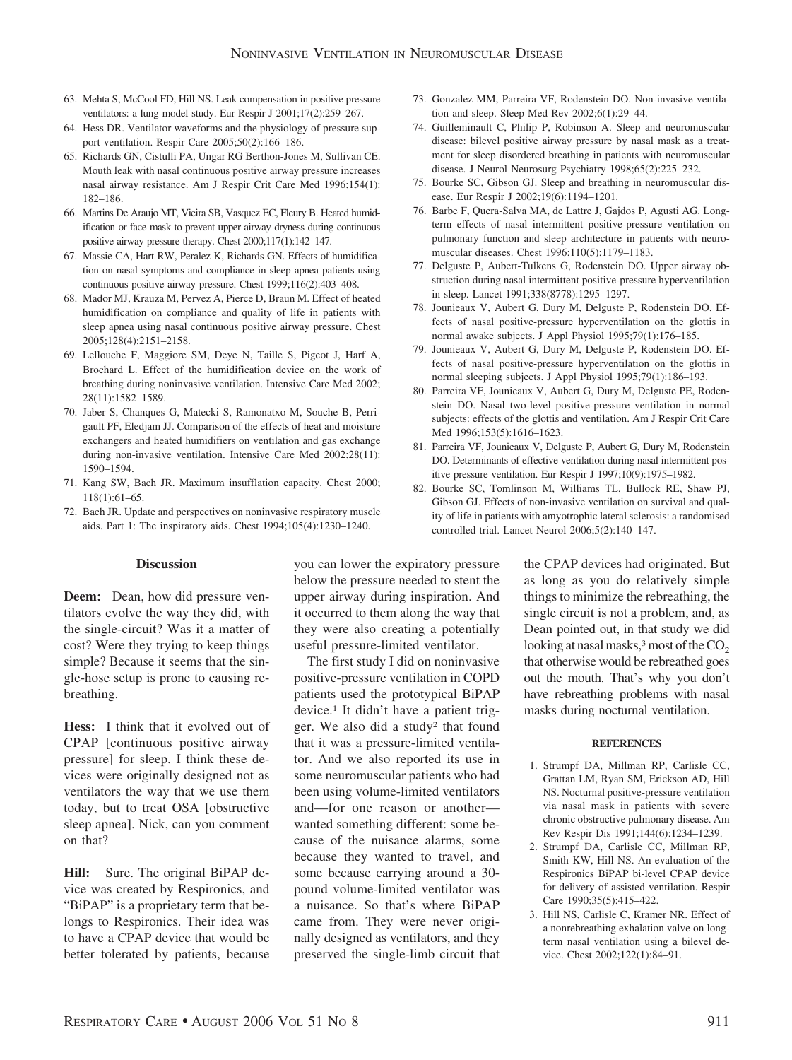63. Mehta S, McCool FD, Hill NS. Leak compensation in positive pressure ventilators: a lung model study. Eur Respir J 2001;17(2):259–267.
64. Hess DR. Ventilator waveforms and the physiology of pressure support ventilation. Respir Care 2005;50(2):166–186.
65. Richards GN, Cistulli PA, Ungar RG Berthon-Jones M, Sullivan CE. Mouth leak with nasal continuous positive airway pressure increases nasal airway resistance. Am J Respir Crit Care Med 1996;154(1): 182–186.
66. Martins De Araujo MT, Vieira SB, Vasquez EC, Fleury B. Heated humidification or face mask to prevent upper airway dryness during continuous positive airway pressure therapy. Chest 2000;117(1):142–147.
67. Massie CA, Hart RW, Peralez K, Richards GN. Effects of humidification on nasal symptoms and compliance in sleep apnea patients using continuous positive airway pressure. Chest 1999;116(2):403–408.
68. Mador MJ, Krauza M, Pervez A, Pierce D, Braun M. Effect of heated humidification on compliance and quality of life in patients with sleep apnea using nasal continuous positive airway pressure. Chest 2005;128(4):2151–2158.
69. Lellouche F, Maggiore SM, Deye N, Taille S, Pigeot J, Harf A, Brochard L. Effect of the humidification device on the work of breathing during noninvasive ventilation. Intensive Care Med 2002; 28(11):1582–1589.
70. Jaber S, Chanques G, Matecki S, Ramonatxo M, Souche B, Perrigault PF, Eledjam JJ. Comparison of the effects of heat and moisture exchangers and heated humidifiers on ventilation and gas exchange during non-invasive ventilation. Intensive Care Med 2002;28(11): 1590–1594.
71. Kang SW, Bach JR. Maximum insufflation capacity. Chest 2000; 118(1):61–65.
72. Bach JR. Update and perspectives on noninvasive respiratory muscle aids. Part 1: The inspiratory aids. Chest 1994;105(4):1230–1240.
73. Gonzalez MM, Parreira VF, Rodenstein DO. Non-invasive ventilation and sleep. Sleep Med Rev 2002;6(1):29–44.
74. Guilleminault C, Philip P, Robinson A. Sleep and neuromuscular disease: bilevel positive airway pressure by nasal mask as a treatment for sleep disordered breathing in patients with neuromuscular disease. J Neurol Neurosurg Psychiatry 1998;65(2):225–232.
75. Bourke SC, Gibson GJ. Sleep and breathing in neuromuscular disease. Eur Respir J 2002;19(6):1194–1201.
76. Barbe F, Quera-Salva MA, de Lattre J, Gajdos P, Agusti AG. Long-term effects of nasal intermittent positive-pressure ventilation on pulmonary function and sleep architecture in patients with neuromuscular diseases. Chest 1996;110(5):1179–1183.
77. Delguste P, Aubert-Tulkens G, Rodenstein DO. Upper airway obstruction during nasal intermittent positive-pressure hyperventilation in sleep. Lancet 1991;338(8778):1295–1297.
78. Jounieaux V, Aubert G, Dury M, Delguste P, Rodenstein DO. Effects of nasal positive-pressure hyperventilation on the glottis in normal awake subjects. J Appl Physiol 1995;79(1):176–185.
79. Jounieaux V, Aubert G, Dury M, Delguste P, Rodenstein DO. Effects of nasal positive-pressure hyperventilation on the glottis in normal sleeping subjects. J Appl Physiol 1995;79(1):186–193.
80. Parreira VF, Jounieaux V, Aubert G, Dury M, Delguste PE, Rodenstein DO. Nasal two-level positive-pressure ventilation in normal subjects: effects of the glottis and ventilation. Am J Respir Crit Care Med 1996;153(5):1616–1623.
81. Parreira VF, Jounieaux V, Delguste P, Aubert G, Dury M, Rodenstein DO. Determinants of effective ventilation during nasal intermittent positive pressure ventilation. Eur Respir J 1997;10(9):1975–1982.
82. Bourke SC, Tomlinson M, Williams TL, Bullock RE, Shaw PJ, Gibson GJ. Effects of non-invasive ventilation on survival and quality of life in patients with amyotrophic lateral sclerosis: a randomised controlled trial. Lancet Neurol 2006;5(2):140–147.

## Discussion

**Deem:** Dean, how did pressure ventilators evolve the way they did, with the single-circuit? Was it a matter of cost? Were they trying to keep things simple? Because it seems that the single-hose setup is prone to causing rebreathing.

**Hess:** I think that it evolved out of CPAP [continuous positive airway pressure] for sleep. I think these devices were originally designed not as ventilators the way that we use them today, but to treat OSA [obstructive sleep apnea]. Nick, can you comment on that?

**Hill:** Sure. The original BiPAP device was created by Respironics, and "BiPAP" is a proprietary term that belongs to Respironics. Their idea was to have a CPAP device that would be better tolerated by patients, because you can lower the expiratory pressure below the pressure needed to stent the upper airway during inspiration. And it occurred to them along the way that they were also creating a potentially useful pressure-limited ventilator.

The first study I did on noninvasive positive-pressure ventilation in COPD patients used the prototypical BiPAP device.[1] It didn't have a patient trigger. We also did a study[2] that found that it was a pressure-limited ventilator. And we also reported its use in some neuromuscular patients who had been using volume-limited ventilators and—for one reason or another—wanted something different: some because of the nuisance alarms, some because they wanted to travel, and some because carrying around a 30-pound volume-limited ventilator was a nuisance. So that's where BiPAP came from. They were never originally designed as ventilators, and they preserved the single-limb circuit that the CPAP devices had originated. But as long as you do relatively simple things to minimize the rebreathing, the single circuit is not a problem, and, as Dean pointed out, in that study we did looking at nasal masks,[3] most of the $CO_2$ that otherwise would be rebreathed goes out the mouth. That's why you don't have rebreathing problems with nasal masks during nocturnal ventilation.

### REFERENCES

1. Strumpf DA, Millman RP, Carlisle CC, Grattan LM, Ryan SM, Erickson AD, Hill NS. Nocturnal positive-pressure ventilation via nasal mask in patients with severe chronic obstructive pulmonary disease. Am Rev Respir Dis 1991;144(6):1234–1239.
2. Strumpf DA, Carlisle CC, Millman RP, Smith KW, Hill NS. An evaluation of the Respironics BiPAP bi-level CPAP device for delivery of assisted ventilation. Respir Care 1990;35(5):415–422.
3. Hill NS, Carlisle C, Kramer NR. Effect of a nonrebreathing exhalation valve on long-term nasal ventilation using a bilevel device. Chest 2002;122(1):84–91.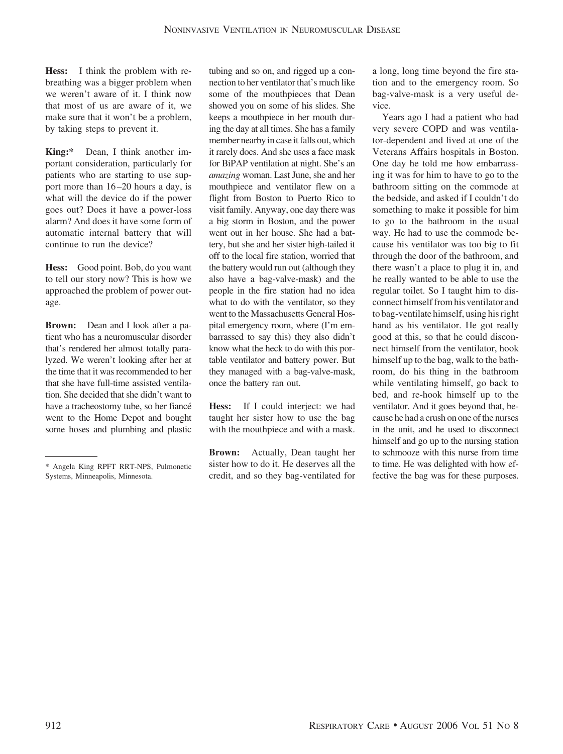**Hess:** I think the problem with rebreathing was a bigger problem when we weren't aware of it. I think now that most of us are aware of it, we make sure that it won't be a problem, by taking steps to prevent it.

**King:*** Dean, I think another important consideration, particularly for patients who are starting to use support more than 16–20 hours a day, is what will the device do if the power goes out? Does it have a power-loss alarm? And does it have some form of automatic internal battery that will continue to run the device?

**Hess:** Good point. Bob, do you want to tell our story now? This is how we approached the problem of power outage.

**Brown:** Dean and I look after a patient who has a neuromuscular disorder that's rendered her almost totally paralyzed. We weren't looking after her at the time that it was recommended to her that she have full-time assisted ventilation. She decided that she didn't want to have a tracheostomy tube, so her fiancé went to the Home Depot and bought some hoses and plumbing and plastic tubing and so on, and rigged up a connection to her ventilator that's much like some of the mouthpieces that Dean showed you on some of his slides. She keeps a mouthpiece in her mouth during the day at all times. She has a family member nearby in case it falls out, which it rarely does. And she uses a face mask for BiPAP ventilation at night. She's an *amazing* woman. Last June, she and her mouthpiece and ventilator flew on a flight from Boston to Puerto Rico to visit family. Anyway, one day there was a big storm in Boston, and the power went out in her house. She had a battery, but she and her sister high-tailed it off to the local fire station, worried that the battery would run out (although they also have a bag-valve-mask) and the people in the fire station had no idea what to do with the ventilator, so they went to the Massachusetts General Hospital emergency room, where (I'm embarrassed to say this) they also didn't know what the heck to do with this portable ventilator and battery power. But they managed with a bag-valve-mask, once the battery ran out.

**Hess:** If I could interject: we had taught her sister how to use the bag with the mouthpiece and with a mask.

**Brown:** Actually, Dean taught her sister how to do it. He deserves all the credit, and so they bag-ventilated for a long, long time beyond the fire station and to the emergency room. So bag-valve-mask is a very useful device.

Years ago I had a patient who had very severe COPD and was ventilator-dependent and lived at one of the Veterans Affairs hospitals in Boston. One day he told me how embarrassing it was for him to have to go to the bathroom sitting on the commode at the bedside, and asked if I couldn't do something to make it possible for him to go to the bathroom in the usual way. He had to use the commode because his ventilator was too big to fit through the door of the bathroom, and there wasn't a place to plug it in, and he really wanted to be able to use the regular toilet. So I taught him to disconnect himself from his ventilator and to bag-ventilate himself, using his right hand as his ventilator. He got really good at this, so that he could disconnect himself from the ventilator, hook himself up to the bag, walk to the bathroom, do his thing in the bathroom while ventilating himself, go back to bed, and re-hook himself up to the ventilator. And it goes beyond that, because he had a crush on one of the nurses in the unit, and he used to disconnect himself and go up to the nursing station to schmooze with this nurse from time to time. He was delighted with how effective the bag was for these purposes.

---

\* Angela King RPFT RRT-NPS, Pulmonetic Systems, Minneapolis, Minnesota.